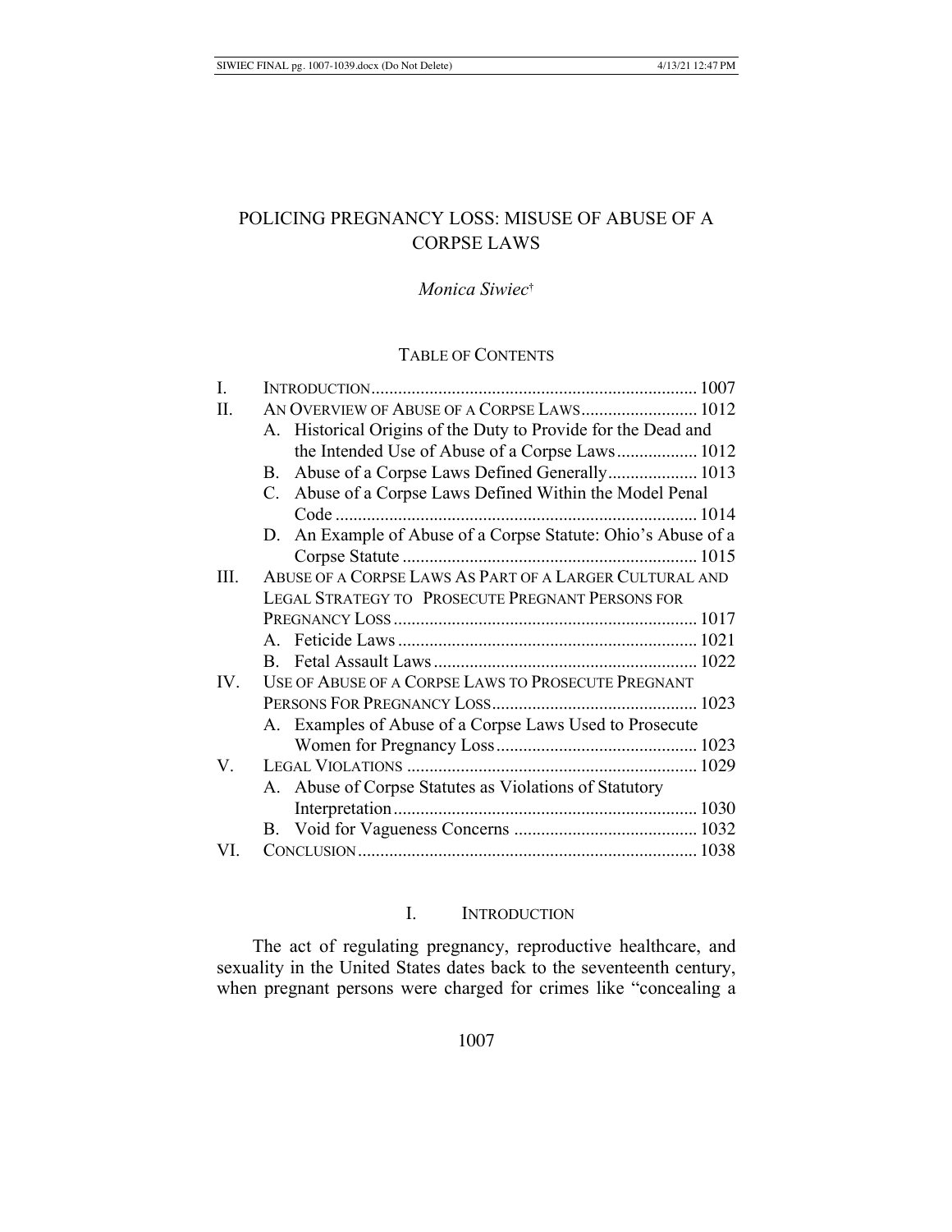# POLICING PREGNANCY LOSS: MISUSE OF ABUSE OF A CORPSE LAWS

*Monica Siwiec*[†]

TABLE OF CONTENTS

| | | |
|---|---|---|
| I. | INTRODUCTION | 1007 |
| II. | AN OVERVIEW OF ABUSE OF A CORPSE LAWS | 1012 |
| | A. Historical Origins of the Duty to Provide for the Dead and the Intended Use of Abuse of a Corpse Laws | 1012 |
| | B. Abuse of a Corpse Laws Defined Generally | 1013 |
| | C. Abuse of a Corpse Laws Defined Within the Model Penal Code | 1014 |
| | D. An Example of Abuse of a Corpse Statute: Ohio's Abuse of a Corpse Statute | 1015 |
| III. | ABUSE OF A CORPSE LAWS AS PART OF A LARGER CULTURAL AND LEGAL STRATEGY TO PROSECUTE PREGNANT PERSONS FOR PREGNANCY LOSS | 1017 |
| | A. Feticide Laws | 1021 |
| | B. Fetal Assault Laws | 1022 |
| IV. | USE OF ABUSE OF A CORPSE LAWS TO PROSECUTE PREGNANT PERSONS FOR PREGNANCY LOSS | 1023 |
| | A. Examples of Abuse of a Corpse Laws Used to Prosecute Women for Pregnancy Loss | 1023 |
| V. | LEGAL VIOLATIONS | 1029 |
| | A. Abuse of Corpse Statutes as Violations of Statutory Interpretation | 1030 |
| | B. Void for Vagueness Concerns | 1032 |
| VI. | CONCLUSION | 1038 |

## I. INTRODUCTION

The act of regulating pregnancy, reproductive healthcare, and sexuality in the United States dates back to the seventeenth century, when pregnant persons were charged for crimes like "concealing a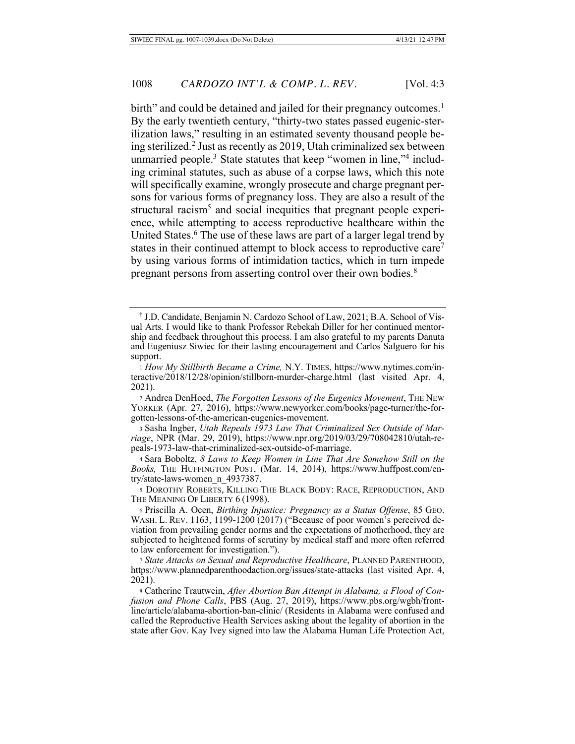birth" and could be detained and jailed for their pregnancy outcomes.[1] By the early twentieth century, "thirty-two states passed eugenic-sterilization laws," resulting in an estimated seventy thousand people being sterilized.[2] Just as recently as 2019, Utah criminalized sex between unmarried people.[3] State statutes that keep "women in line,"[4] including criminal statutes, such as abuse of a corpse laws, which this note will specifically examine, wrongly prosecute and charge pregnant persons for various forms of pregnancy loss. They are also a result of the structural racism[5] and social inequities that pregnant people experience, while attempting to access reproductive healthcare within the United States.[6] The use of these laws are part of a larger legal trend by states in their continued attempt to block access to reproductive care[7] by using various forms of intimidation tactics, which in turn impede pregnant persons from asserting control over their own bodies.[8]

---

† J.D. Candidate, Benjamin N. Cardozo School of Law, 2021; B.A. School of Visual Arts. I would like to thank Professor Rebekah Diller for her continued mentorship and feedback throughout this process. I am also grateful to my parents Danuta and Eugeniusz Siwiec for their lasting encouragement and Carlos Salguero for his support.

[1] *How My Stillbirth Became a Crime,* N.Y. TIMES, https://www.nytimes.com/interactive/2018/12/28/opinion/stillborn-murder-charge.html (last visited Apr. 4, 2021).

[2] Andrea DenHoed, *The Forgotten Lessons of the Eugenics Movement*, THE NEW YORKER (Apr. 27, 2016), https://www.newyorker.com/books/page-turner/the-forgotten-lessons-of-the-american-eugenics-movement.

[3] Sasha Ingber, *Utah Repeals 1973 Law That Criminalized Sex Outside of Marriage*, NPR (Mar. 29, 2019), https://www.npr.org/2019/03/29/708042810/utah-repeals-1973-law-that-criminalized-sex-outside-of-marriage.

[4] Sara Boboltz, *8 Laws to Keep Women in Line That Are Somehow Still on the Books,* THE HUFFINGTON POST, (Mar. 14, 2014), https://www.huffpost.com/entry/state-laws-women_n_4937387.

[5] DOROTHY ROBERTS, KILLING THE BLACK BODY: RACE, REPRODUCTION, AND THE MEANING OF LIBERTY 6 (1998).

[6] Priscilla A. Ocen, *Birthing Injustice: Pregnancy as a Status Offense*, 85 GEO. WASH. L. REV. 1163, 1199-1200 (2017) ("Because of poor women's perceived deviation from prevailing gender norms and the expectations of motherhood, they are subjected to heightened forms of scrutiny by medical staff and more often referred to law enforcement for investigation.").

[7] *State Attacks on Sexual and Reproductive Healthcare*, PLANNED PARENTHOOD, https://www.plannedparenthoodaction.org/issues/state-attacks (last visited Apr. 4, 2021).

[8] Catherine Trautwein, *After Abortion Ban Attempt in Alabama, a Flood of Confusion and Phone Calls*, PBS (Aug. 27, 2019), https://www.pbs.org/wgbh/frontline/article/alabama-abortion-ban-clinic/ (Residents in Alabama were confused and called the Reproductive Health Services asking about the legality of abortion in the state after Gov. Kay Ivey signed into law the Alabama Human Life Protection Act,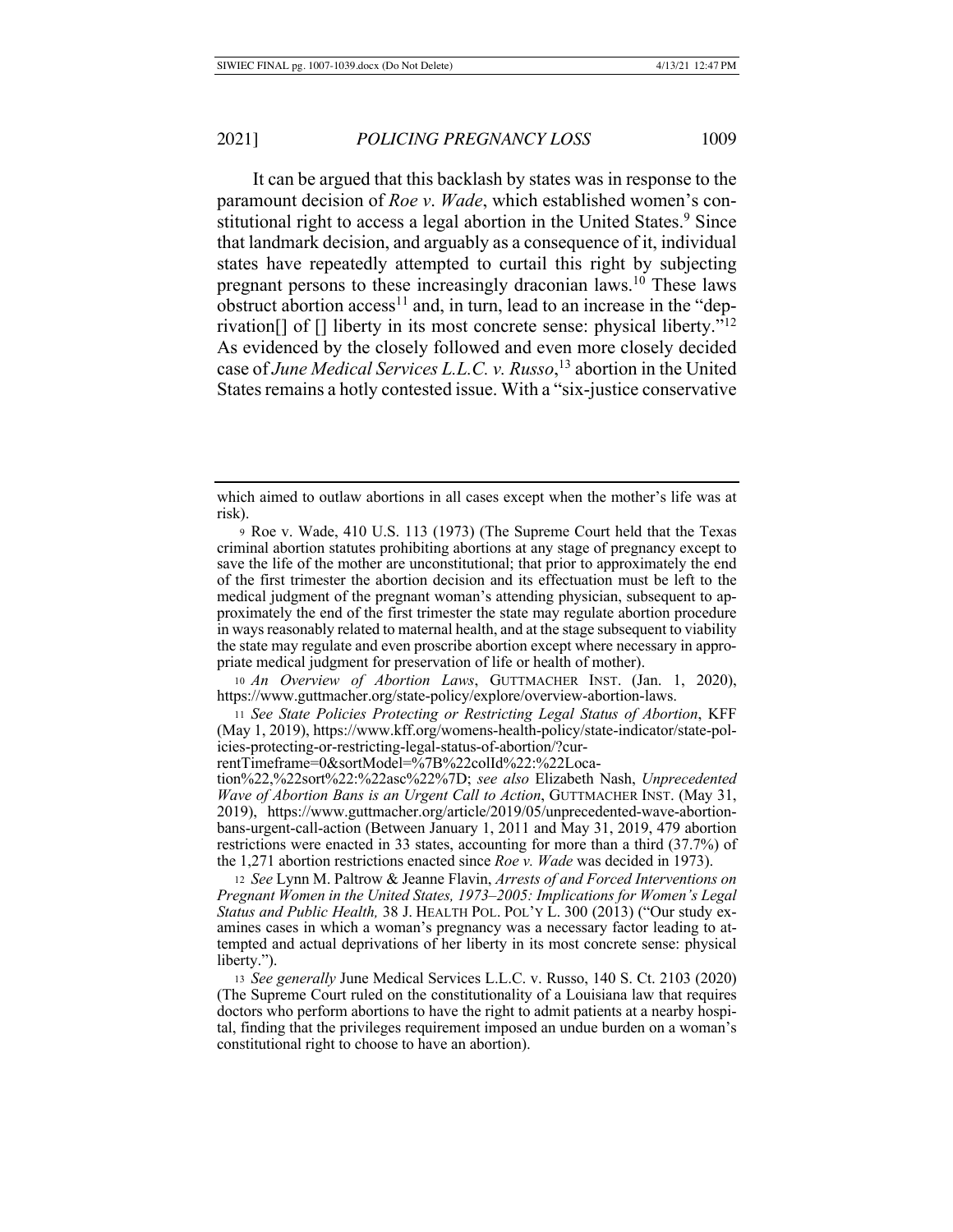It can be argued that this backlash by states was in response to the paramount decision of *Roe v. Wade*, which established women's constitutional right to access a legal abortion in the United States.[9] Since that landmark decision, and arguably as a consequence of it, individual states have repeatedly attempted to curtail this right by subjecting pregnant persons to these increasingly draconian laws.[10] These laws obstruct abortion access[11] and, in turn, lead to an increase in the "deprivation[] of [] liberty in its most concrete sense: physical liberty."[12] As evidenced by the closely followed and even more closely decided case of *June Medical Services L.L.C. v. Russo*,[13] abortion in the United States remains a hotly contested issue. With a "six-justice conservative

---

which aimed to outlaw abortions in all cases except when the mother's life was at risk).

9 Roe v. Wade, 410 U.S. 113 (1973) (The Supreme Court held that the Texas criminal abortion statutes prohibiting abortions at any stage of pregnancy except to save the life of the mother are unconstitutional; that prior to approximately the end of the first trimester the abortion decision and its effectuation must be left to the medical judgment of the pregnant woman's attending physician, subsequent to approximately the end of the first trimester the state may regulate abortion procedure in ways reasonably related to maternal health, and at the stage subsequent to viability the state may regulate and even proscribe abortion except where necessary in appropriate medical judgment for preservation of life or health of mother).

10 *An Overview of Abortion Laws*, GUTTMACHER INST. (Jan. 1, 2020), https://www.guttmacher.org/state-policy/explore/overview-abortion-laws.

11 *See State Policies Protecting or Restricting Legal Status of Abortion*, KFF (May 1, 2019), https://www.kff.org/womens-health-policy/state-indicator/state-policies-protecting-or-restricting-legal-status-of-abortion/?currentTimeframe=0&sortModel=%7B%22colId%22:%22Location%22,%22sort%22:%22asc%22%7D; *see also* Elizabeth Nash, *Unprecedented Wave of Abortion Bans is an Urgent Call to Action*, GUTTMACHER INST. (May 31, 2019), https://www.guttmacher.org/article/2019/05/unprecedented-wave-abortion-bans-urgent-call-action (Between January 1, 2011 and May 31, 2019, 479 abortion restrictions were enacted in 33 states, accounting for more than a third (37.7%) of the 1,271 abortion restrictions enacted since *Roe v. Wade* was decided in 1973).

12 *See* Lynn M. Paltrow & Jeanne Flavin, *Arrests of and Forced Interventions on Pregnant Women in the United States, 1973–2005: Implications for Women's Legal Status and Public Health,* 38 J. HEALTH POL. POL'Y L. 300 (2013) ("Our study examines cases in which a woman's pregnancy was a necessary factor leading to attempted and actual deprivations of her liberty in its most concrete sense: physical liberty.").

13 *See generally* June Medical Services L.L.C. v. Russo, 140 S. Ct. 2103 (2020) (The Supreme Court ruled on the constitutionality of a Louisiana law that requires doctors who perform abortions to have the right to admit patients at a nearby hospital, finding that the privileges requirement imposed an undue burden on a woman's constitutional right to choose to have an abortion).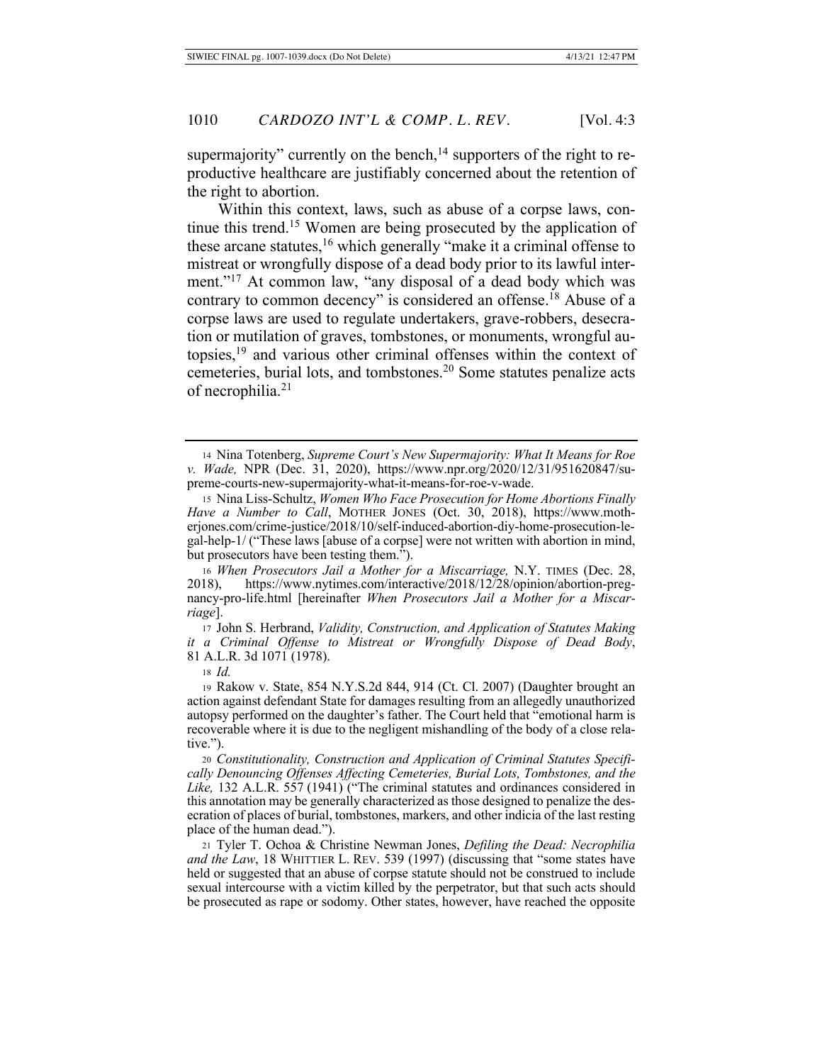supermajority" currently on the bench,[14] supporters of the right to reproductive healthcare are justifiably concerned about the retention of the right to abortion.

Within this context, laws, such as abuse of a corpse laws, continue this trend.[15] Women are being prosecuted by the application of these arcane statutes,[16] which generally "make it a criminal offense to mistreat or wrongfully dispose of a dead body prior to its lawful interment."[17] At common law, "any disposal of a dead body which was contrary to common decency" is considered an offense.[18] Abuse of a corpse laws are used to regulate undertakers, grave-robbers, desecration or mutilation of graves, tombstones, or monuments, wrongful autopsies,[19] and various other criminal offenses within the context of cemeteries, burial lots, and tombstones.[20] Some statutes penalize acts of necrophilia.[21]

---

14 Nina Totenberg, *Supreme Court's New Supermajority: What It Means for Roe v. Wade,* NPR (Dec. 31, 2020), https://www.npr.org/2020/12/31/951620847/supreme-courts-new-supermajority-what-it-means-for-roe-v-wade.

15 Nina Liss-Schultz, *Women Who Face Prosecution for Home Abortions Finally Have a Number to Call*, MOTHER JONES (Oct. 30, 2018), https://www.motherjones.com/crime-justice/2018/10/self-induced-abortion-diy-home-prosecution-legal-help-1/ ("These laws [abuse of a corpse] were not written with abortion in mind, but prosecutors have been testing them.").

16 *When Prosecutors Jail a Mother for a Miscarriage,* N.Y. TIMES (Dec. 28, 2018), https://www.nytimes.com/interactive/2018/12/28/opinion/abortion-pregnancy-pro-life.html [hereinafter *When Prosecutors Jail a Mother for a Miscarriage*].

17 John S. Herbrand, *Validity, Construction, and Application of Statutes Making it a Criminal Offense to Mistreat or Wrongfully Dispose of Dead Body*, 81 A.L.R. 3d 1071 (1978).

18 *Id.*

19 Rakow v. State, 854 N.Y.S.2d 844, 914 (Ct. Cl. 2007) (Daughter brought an action against defendant State for damages resulting from an allegedly unauthorized autopsy performed on the daughter's father. The Court held that "emotional harm is recoverable where it is due to the negligent mishandling of the body of a close relative.").

20 *Constitutionality, Construction and Application of Criminal Statutes Specifically Denouncing Offenses Affecting Cemeteries, Burial Lots, Tombstones, and the Like,* 132 A.L.R. 557 (1941) ("The criminal statutes and ordinances considered in this annotation may be generally characterized as those designed to penalize the desecration of places of burial, tombstones, markers, and other indicia of the last resting place of the human dead.").

21 Tyler T. Ochoa & Christine Newman Jones, *Defiling the Dead: Necrophilia and the Law*, 18 WHITTIER L. REV. 539 (1997) (discussing that "some states have held or suggested that an abuse of corpse statute should not be construed to include sexual intercourse with a victim killed by the perpetrator, but that such acts should be prosecuted as rape or sodomy. Other states, however, have reached the opposite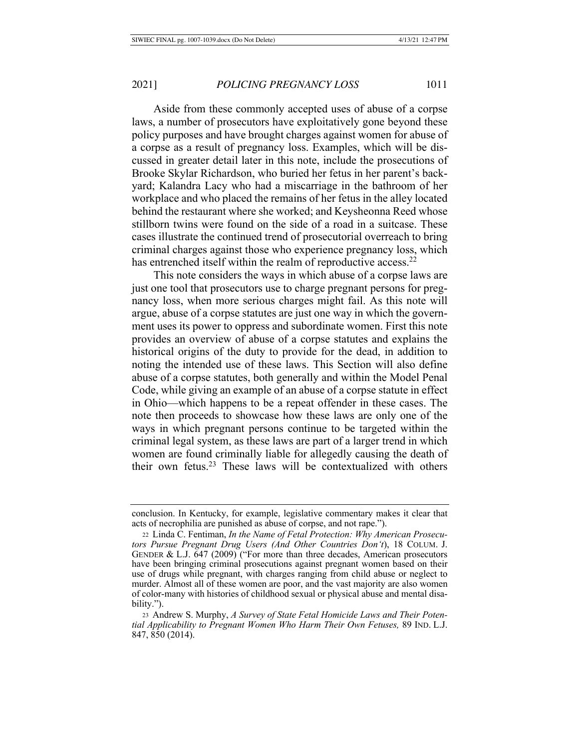Aside from these commonly accepted uses of abuse of a corpse laws, a number of prosecutors have exploitatively gone beyond these policy purposes and have brought charges against women for abuse of a corpse as a result of pregnancy loss. Examples, which will be discussed in greater detail later in this note, include the prosecutions of Brooke Skylar Richardson, who buried her fetus in her parent's backyard; Kalandra Lacy who had a miscarriage in the bathroom of her workplace and who placed the remains of her fetus in the alley located behind the restaurant where she worked; and Keysheonna Reed whose stillborn twins were found on the side of a road in a suitcase. These cases illustrate the continued trend of prosecutorial overreach to bring criminal charges against those who experience pregnancy loss, which has entrenched itself within the realm of reproductive access.[22]

This note considers the ways in which abuse of a corpse laws are just one tool that prosecutors use to charge pregnant persons for pregnancy loss, when more serious charges might fail. As this note will argue, abuse of a corpse statutes are just one way in which the government uses its power to oppress and subordinate women. First this note provides an overview of abuse of a corpse statutes and explains the historical origins of the duty to provide for the dead, in addition to noting the intended use of these laws. This Section will also define abuse of a corpse statutes, both generally and within the Model Penal Code, while giving an example of an abuse of a corpse statute in effect in Ohio—which happens to be a repeat offender in these cases. The note then proceeds to showcase how these laws are only one of the ways in which pregnant persons continue to be targeted within the criminal legal system, as these laws are part of a larger trend in which women are found criminally liable for allegedly causing the death of their own fetus.[23] These laws will be contextualized with others

---

conclusion. In Kentucky, for example, legislative commentary makes it clear that acts of necrophilia are punished as abuse of corpse, and not rape.").

22 Linda C. Fentiman, *In the Name of Fetal Protection: Why American Prosecutors Pursue Pregnant Drug Users (And Other Countries Don't)*, 18 COLUM. J. GENDER & L.J. 647 (2009) ("For more than three decades, American prosecutors have been bringing criminal prosecutions against pregnant women based on their use of drugs while pregnant, with charges ranging from child abuse or neglect to murder. Almost all of these women are poor, and the vast majority are also women of color-many with histories of childhood sexual or physical abuse and mental disability.").

23 Andrew S. Murphy, *A Survey of State Fetal Homicide Laws and Their Potential Applicability to Pregnant Women Who Harm Their Own Fetuses,* 89 IND. L.J. 847, 850 (2014).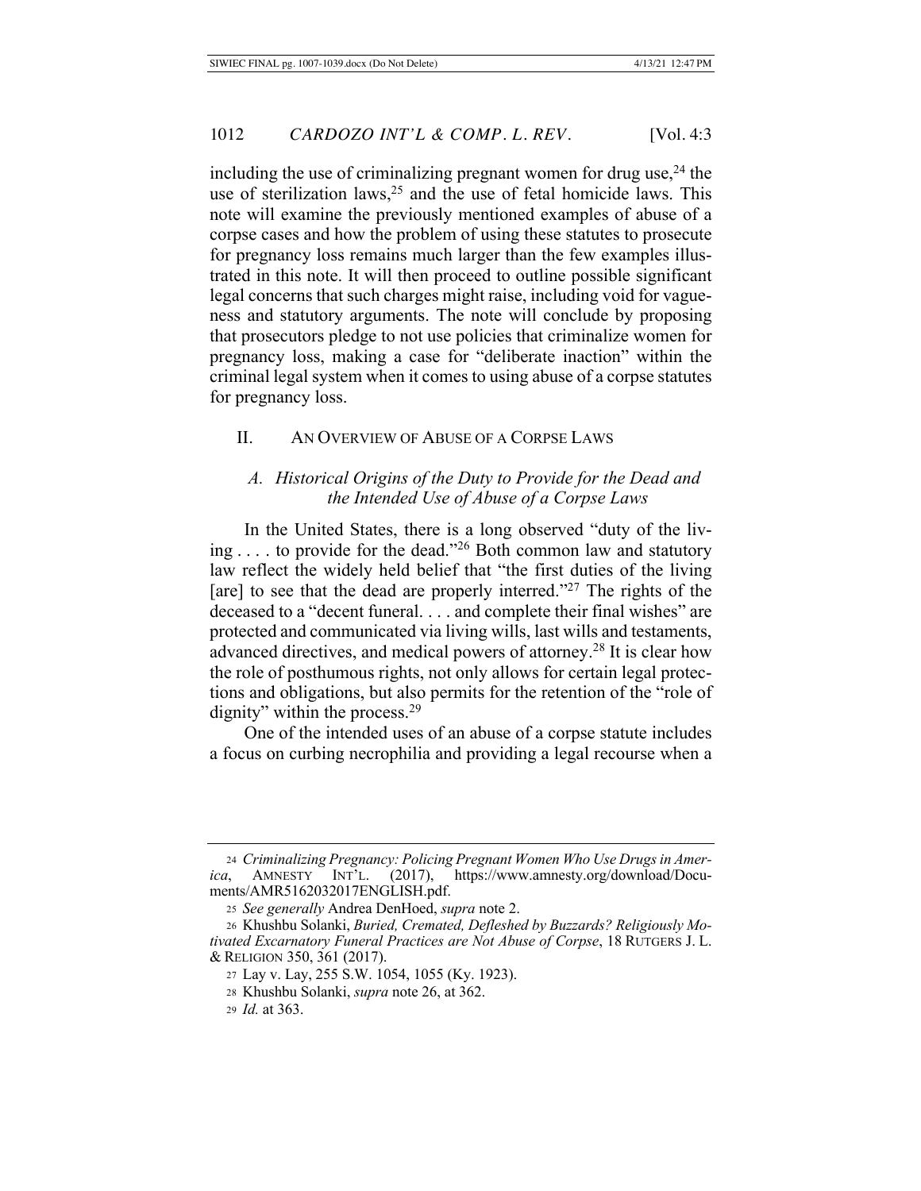including the use of criminalizing pregnant women for drug use,[24] the use of sterilization laws,[25] and the use of fetal homicide laws. This note will examine the previously mentioned examples of abuse of a corpse cases and how the problem of using these statutes to prosecute for pregnancy loss remains much larger than the few examples illustrated in this note. It will then proceed to outline possible significant legal concerns that such charges might raise, including void for vagueness and statutory arguments. The note will conclude by proposing that prosecutors pledge to not use policies that criminalize women for pregnancy loss, making a case for "deliberate inaction" within the criminal legal system when it comes to using abuse of a corpse statutes for pregnancy loss.

## II. AN OVERVIEW OF ABUSE OF A CORPSE LAWS

### *A. Historical Origins of the Duty to Provide for the Dead and the Intended Use of Abuse of a Corpse Laws*

In the United States, there is a long observed "duty of the living . . . . to provide for the dead."[26] Both common law and statutory law reflect the widely held belief that "the first duties of the living [are] to see that the dead are properly interred."[27] The rights of the deceased to a "decent funeral. . . . and complete their final wishes" are protected and communicated via living wills, last wills and testaments, advanced directives, and medical powers of attorney.[28] It is clear how the role of posthumous rights, not only allows for certain legal protections and obligations, but also permits for the retention of the "role of dignity" within the process.[29]

One of the intended uses of an abuse of a corpse statute includes a focus on curbing necrophilia and providing a legal recourse when a

---

24 *Criminalizing Pregnancy: Policing Pregnant Women Who Use Drugs in America*, AMNESTY INT'L. (2017), https://www.amnesty.org/download/Documents/AMR5162032017ENGLISH.pdf.

25 *See generally* Andrea DenHoed, *supra* note 2.

26 Khushbu Solanki, *Buried, Cremated, Defleshed by Buzzards? Religiously Motivated Excarnatory Funeral Practices are Not Abuse of Corpse*, 18 RUTGERS J. L. & RELIGION 350, 361 (2017).

27 Lay v. Lay, 255 S.W. 1054, 1055 (Ky. 1923).

28 Khushbu Solanki, *supra* note 26, at 362.

29 *Id.* at 363.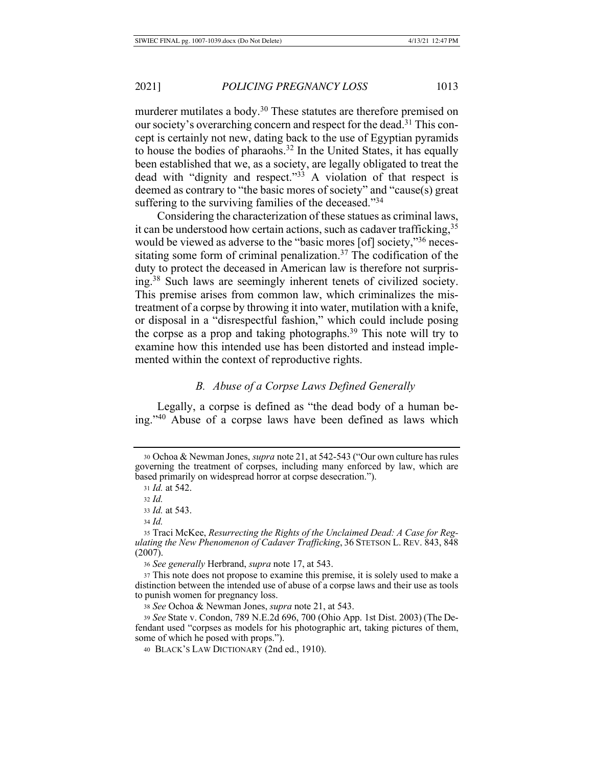murderer mutilates a body.[30] These statutes are therefore premised on our society's overarching concern and respect for the dead.[31] This concept is certainly not new, dating back to the use of Egyptian pyramids to house the bodies of pharaohs.[32] In the United States, it has equally been established that we, as a society, are legally obligated to treat the dead with "dignity and respect."[33] A violation of that respect is deemed as contrary to "the basic mores of society" and "cause(s) great suffering to the surviving families of the deceased."[34]

Considering the characterization of these statues as criminal laws, it can be understood how certain actions, such as cadaver trafficking,[35] would be viewed as adverse to the "basic mores [of] society,"[36] necessitating some form of criminal penalization.[37] The codification of the duty to protect the deceased in American law is therefore not surprising.[38] Such laws are seemingly inherent tenets of civilized society. This premise arises from common law, which criminalizes the mistreatment of a corpse by throwing it into water, mutilation with a knife, or disposal in a "disrespectful fashion," which could include posing the corpse as a prop and taking photographs.[39] This note will try to examine how this intended use has been distorted and instead implemented within the context of reproductive rights.

### *B. Abuse of a Corpse Laws Defined Generally*

Legally, a corpse is defined as "the dead body of a human being."[40] Abuse of a corpse laws have been defined as laws which

---

30 Ochoa & Newman Jones, *supra* note 21, at 542-543 ("Our own culture has rules governing the treatment of corpses, including many enforced by law, which are based primarily on widespread horror at corpse desecration.").

31 *Id.* at 542.

32 *Id.*

33 *Id.* at 543.

34 *Id.*

35 Traci McKee, *Resurrecting the Rights of the Unclaimed Dead: A Case for Regulating the New Phenomenon of Cadaver Trafficking*, 36 STETSON L. REV. 843, 848 (2007).

36 *See generally* Herbrand, *supra* note 17, at 543.

37 This note does not propose to examine this premise, it is solely used to make a distinction between the intended use of abuse of a corpse laws and their use as tools to punish women for pregnancy loss.

38 *See* Ochoa & Newman Jones, *supra* note 21, at 543.

39 *See* State v. Condon, 789 N.E.2d 696, 700 (Ohio App. 1st Dist. 2003) (The Defendant used "corpses as models for his photographic art, taking pictures of them, some of which he posed with props.").

40 BLACK'S LAW DICTIONARY (2nd ed., 1910).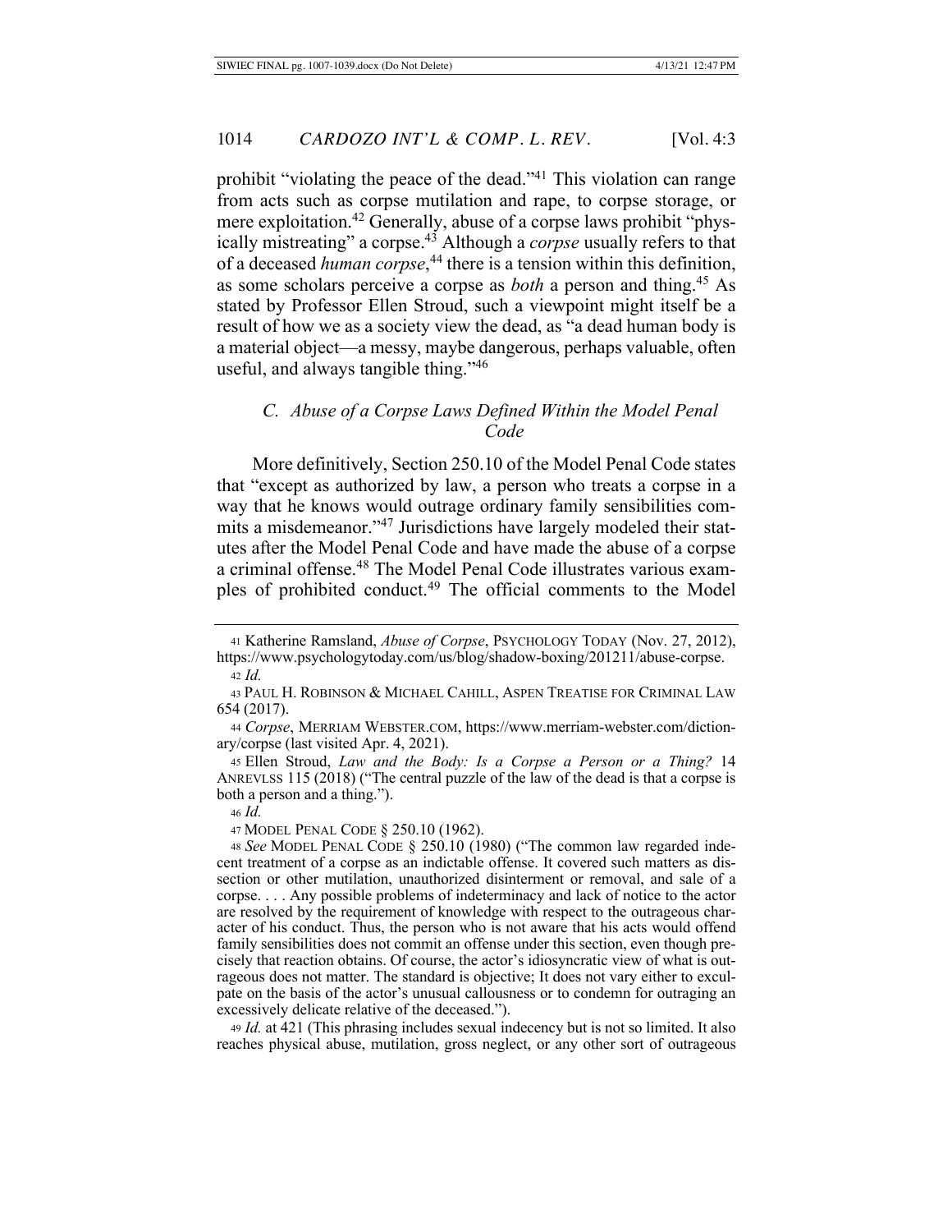prohibit "violating the peace of the dead."[41] This violation can range from acts such as corpse mutilation and rape, to corpse storage, or mere exploitation.[42] Generally, abuse of a corpse laws prohibit "physically mistreating" a corpse.[43] Although a *corpse* usually refers to that of a deceased *human corpse*,[44] there is a tension within this definition, as some scholars perceive a corpse as *both* a person and thing.[45] As stated by Professor Ellen Stroud, such a viewpoint might itself be a result of how we as a society view the dead, as "a dead human body is a material object—a messy, maybe dangerous, perhaps valuable, often useful, and always tangible thing."[46]

### *C. Abuse of a Corpse Laws Defined Within the Model Penal Code*

More definitively, Section 250.10 of the Model Penal Code states that "except as authorized by law, a person who treats a corpse in a way that he knows would outrage ordinary family sensibilities commits a misdemeanor."[47] Jurisdictions have largely modeled their statutes after the Model Penal Code and have made the abuse of a corpse a criminal offense.[48] The Model Penal Code illustrates various examples of prohibited conduct.[49] The official comments to the Model

---

[41] Katherine Ramsland, *Abuse of Corpse*, PSYCHOLOGY TODAY (Nov. 27, 2012), https://www.psychologytoday.com/us/blog/shadow-boxing/201211/abuse-corpse.

[42] *Id.*

[43] PAUL H. ROBINSON & MICHAEL CAHILL, ASPEN TREATISE FOR CRIMINAL LAW 654 (2017).

[44] *Corpse*, MERRIAM WEBSTER.COM, https://www.merriam-webster.com/dictionary/corpse (last visited Apr. 4, 2021).

[45] Ellen Stroud, *Law and the Body: Is a Corpse a Person or a Thing?* 14 ANREVLSS 115 (2018) ("The central puzzle of the law of the dead is that a corpse is both a person and a thing.").

[46] *Id.*

[47] MODEL PENAL CODE § 250.10 (1962).

[48] *See* MODEL PENAL CODE § 250.10 (1980) ("The common law regarded indecent treatment of a corpse as an indictable offense. It covered such matters as dissection or other mutilation, unauthorized disinterment or removal, and sale of a corpse. . . . Any possible problems of indeterminacy and lack of notice to the actor are resolved by the requirement of knowledge with respect to the outrageous character of his conduct. Thus, the person who is not aware that his acts would offend family sensibilities does not commit an offense under this section, even though precisely that reaction obtains. Of course, the actor's idiosyncratic view of what is outrageous does not matter. The standard is objective; It does not vary either to exculpate on the basis of the actor's unusual callousness or to condemn for outraging an excessively delicate relative of the deceased.").

[49] *Id.* at 421 (This phrasing includes sexual indecency but is not so limited. It also reaches physical abuse, mutilation, gross neglect, or any other sort of outrageous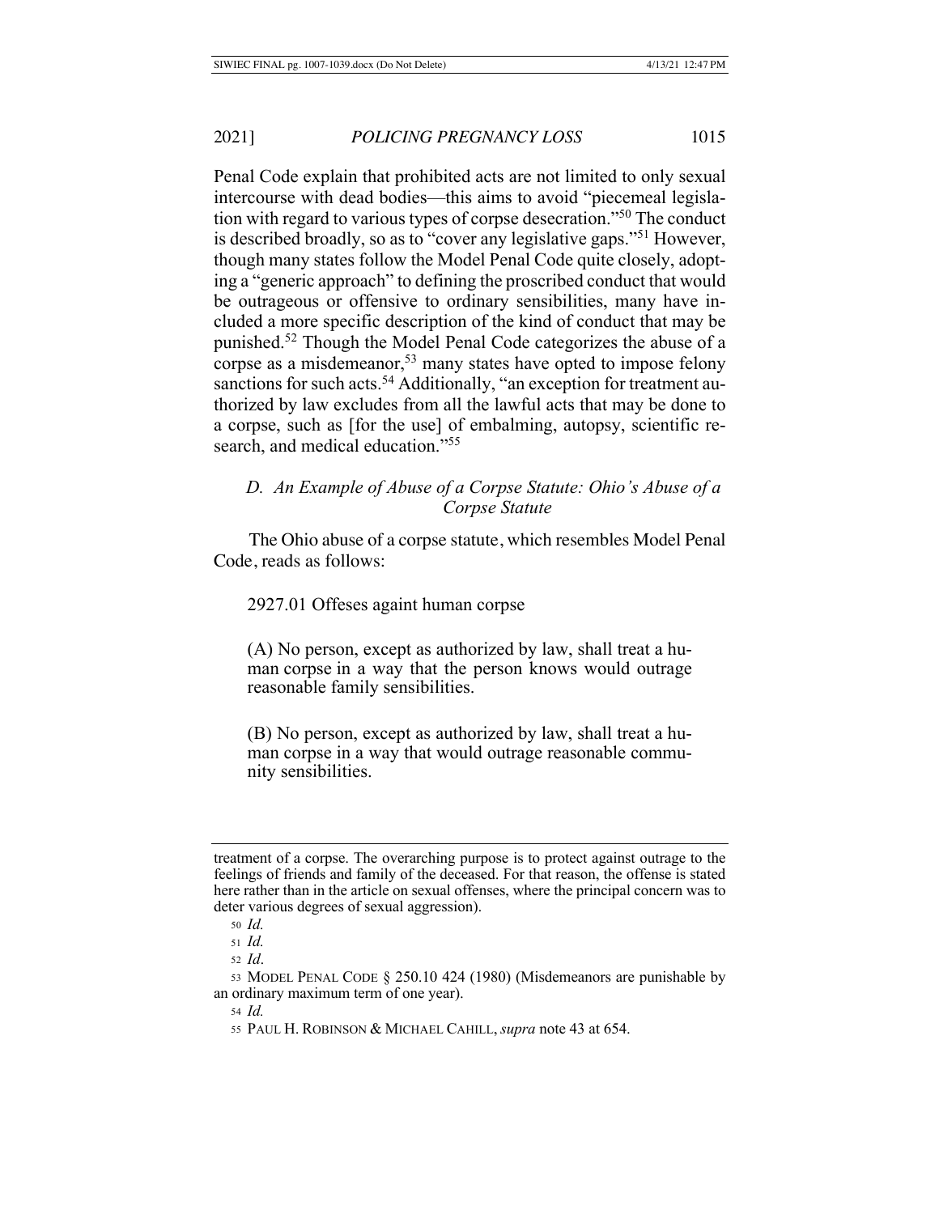Penal Code explain that prohibited acts are not limited to only sexual intercourse with dead bodies—this aims to avoid "piecemeal legislation with regard to various types of corpse desecration."[50] The conduct is described broadly, so as to "cover any legislative gaps."[51] However, though many states follow the Model Penal Code quite closely, adopting a "generic approach" to defining the proscribed conduct that would be outrageous or offensive to ordinary sensibilities, many have included a more specific description of the kind of conduct that may be punished.[52] Though the Model Penal Code categorizes the abuse of a corpse as a misdemeanor,[53] many states have opted to impose felony sanctions for such acts.[54] Additionally, "an exception for treatment authorized by law excludes from all the lawful acts that may be done to a corpse, such as [for the use] of embalming, autopsy, scientific research, and medical education."[55]

### *D. An Example of Abuse of a Corpse Statute: Ohio's Abuse of a Corpse Statute*

The Ohio abuse of a corpse statute, which resembles Model Penal Code, reads as follows:

> 2927.01 Offeses against human corpse
>
> (A) No person, except as authorized by law, shall treat a human corpse in a way that the person knows would outrage reasonable family sensibilities.
>
> (B) No person, except as authorized by law, shall treat a human corpse in a way that would outrage reasonable community sensibilities.

---

treatment of a corpse. The overarching purpose is to protect against outrage to the feelings of friends and family of the deceased. For that reason, the offense is stated here rather than in the article on sexual offenses, where the principal concern was to deter various degrees of sexual aggression).

50 *Id.*

51 *Id.*

52 *Id*.

53 MODEL PENAL CODE § 250.10 424 (1980) (Misdemeanors are punishable by an ordinary maximum term of one year).

54 *Id.*

55 PAUL H. ROBINSON & MICHAEL CAHILL, *supra* note 43 at 654.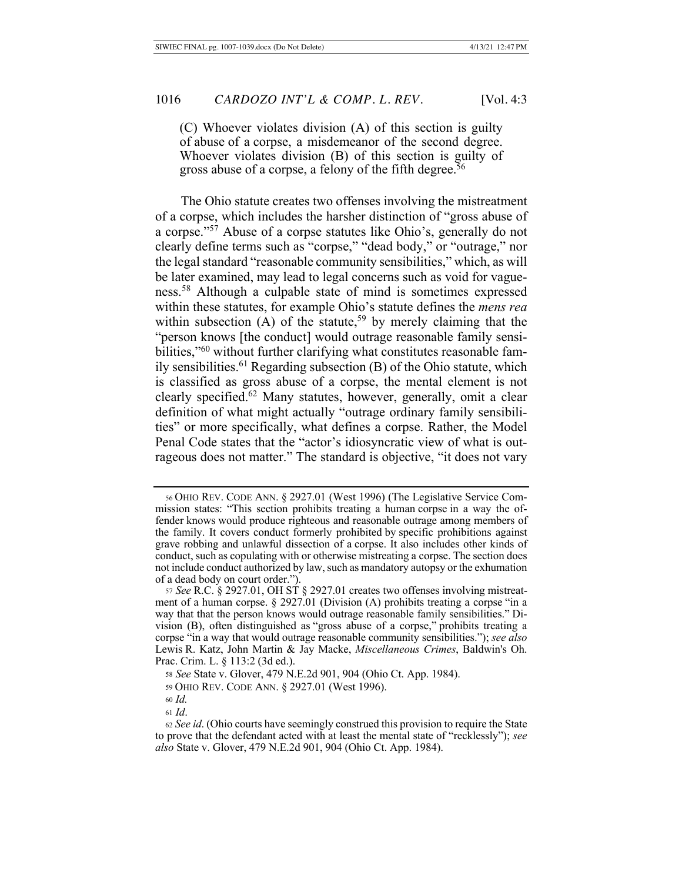(C) Whoever violates division (A) of this section is guilty of abuse of a corpse, a misdemeanor of the second degree. Whoever violates division (B) of this section is guilty of gross abuse of a corpse, a felony of the fifth degree.[56]

The Ohio statute creates two offenses involving the mistreatment of a corpse, which includes the harsher distinction of "gross abuse of a corpse."[57] Abuse of a corpse statutes like Ohio's, generally do not clearly define terms such as "corpse," "dead body," or "outrage," nor the legal standard "reasonable community sensibilities," which, as will be later examined, may lead to legal concerns such as void for vagueness.[58] Although a culpable state of mind is sometimes expressed within these statutes, for example Ohio's statute defines the *mens rea* within subsection (A) of the statute,[59] by merely claiming that the "person knows [the conduct] would outrage reasonable family sensibilities,"[60] without further clarifying what constitutes reasonable family sensibilities.[61] Regarding subsection (B) of the Ohio statute, which is classified as gross abuse of a corpse, the mental element is not clearly specified.[62] Many statutes, however, generally, omit a clear definition of what might actually "outrage ordinary family sensibilities" or more specifically, what defines a corpse. Rather, the Model Penal Code states that the "actor's idiosyncratic view of what is outrageous does not matter." The standard is objective, "it does not vary

---

56 OHIO REV. CODE ANN. § 2927.01 (West 1996) (The Legislative Service Commission states: "This section prohibits treating a human corpse in a way the offender knows would produce righteous and reasonable outrage among members of the family. It covers conduct formerly prohibited by specific prohibitions against grave robbing and unlawful dissection of a corpse. It also includes other kinds of conduct, such as copulating with or otherwise mistreating a corpse. The section does not include conduct authorized by law, such as mandatory autopsy or the exhumation of a dead body on court order.").

57 *See* R.C. § 2927.01, OH ST § 2927.01 creates two offenses involving mistreatment of a human corpse. § 2927.01 (Division (A) prohibits treating a corpse "in a way that that the person knows would outrage reasonable family sensibilities." Division (B), often distinguished as "gross abuse of a corpse," prohibits treating a corpse "in a way that would outrage reasonable community sensibilities."); *see also* Lewis R. Katz, John Martin & Jay Macke, *Miscellaneous Crimes*, Baldwin's Oh. Prac. Crim. L. § 113:2 (3d ed.).

58 *See* State v. Glover, 479 N.E.2d 901, 904 (Ohio Ct. App. 1984).

59 OHIO REV. CODE ANN. § 2927.01 (West 1996).

60 *Id.*

61 *Id*.

62 *See id*. (Ohio courts have seemingly construed this provision to require the State to prove that the defendant acted with at least the mental state of "recklessly"); *see also* State v. Glover, 479 N.E.2d 901, 904 (Ohio Ct. App. 1984).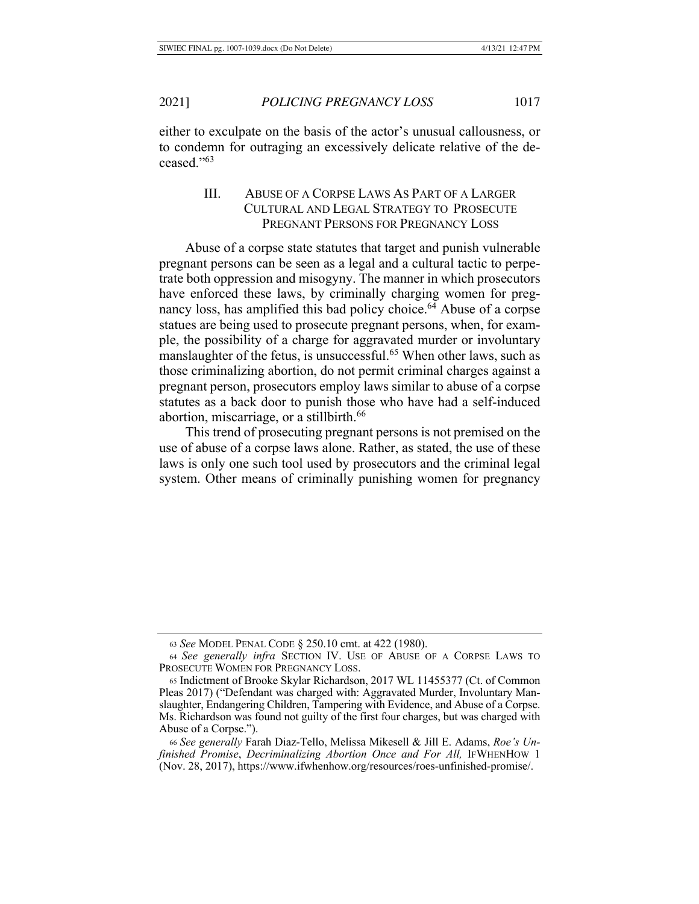either to exculpate on the basis of the actor's unusual callousness, or to condemn for outraging an excessively delicate relative of the deceased."[63]

## III. Abuse of a Corpse Laws As Part of a Larger Cultural and Legal Strategy to Prosecute Pregnant Persons for Pregnancy Loss

Abuse of a corpse state statutes that target and punish vulnerable pregnant persons can be seen as a legal and a cultural tactic to perpetrate both oppression and misogyny. The manner in which prosecutors have enforced these laws, by criminally charging women for pregnancy loss, has amplified this bad policy choice.[64] Abuse of a corpse statues are being used to prosecute pregnant persons, when, for example, the possibility of a charge for aggravated murder or involuntary manslaughter of the fetus, is unsuccessful.[65] When other laws, such as those criminalizing abortion, do not permit criminal charges against a pregnant person, prosecutors employ laws similar to abuse of a corpse statutes as a back door to punish those who have had a self-induced abortion, miscarriage, or a stillbirth.[66]

This trend of prosecuting pregnant persons is not premised on the use of abuse of a corpse laws alone. Rather, as stated, the use of these laws is only one such tool used by prosecutors and the criminal legal system. Other means of criminally punishing women for pregnancy

---

[63] *See* Model Penal Code § 250.10 cmt. at 422 (1980).

[64] *See generally infra* Section IV. Use of Abuse of a Corpse Laws to Prosecute Women for Pregnancy Loss.

[65] Indictment of Brooke Skylar Richardson, 2017 WL 11455377 (Ct. of Common Pleas 2017) ("Defendant was charged with: Aggravated Murder, Involuntary Manslaughter, Endangering Children, Tampering with Evidence, and Abuse of a Corpse. Ms. Richardson was found not guilty of the first four charges, but was charged with Abuse of a Corpse.").

[66] *See generally* Farah Diaz-Tello, Melissa Mikesell & Jill E. Adams, *Roe's Unfinished Promise*, *Decriminalizing Abortion Once and For All,* IfWhenHow 1 (Nov. 28, 2017), https://www.ifwhenhow.org/resources/roes-unfinished-promise/.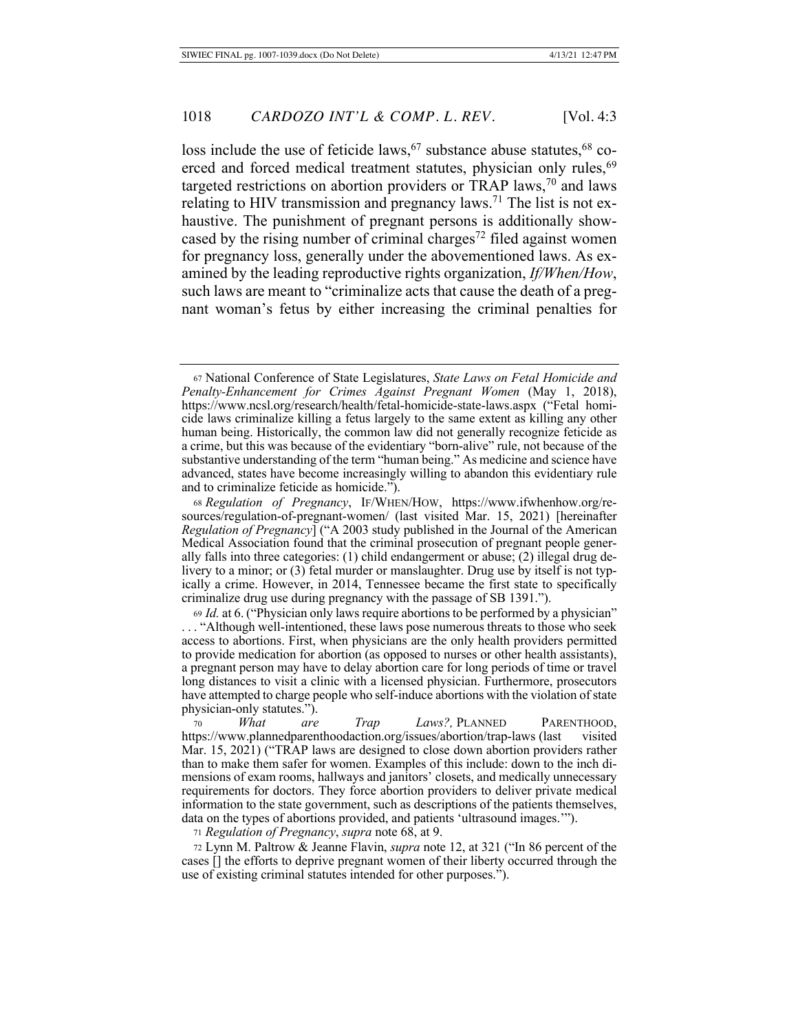loss include the use of feticide laws,[67] substance abuse statutes,[68] coerced and forced medical treatment statutes, physician only rules,[69] targeted restrictions on abortion providers or TRAP laws,[70] and laws relating to HIV transmission and pregnancy laws.[71] The list is not exhaustive. The punishment of pregnant persons is additionally showcased by the rising number of criminal charges[72] filed against women for pregnancy loss, generally under the abovementioned laws. As examined by the leading reproductive rights organization, *If/When/How*, such laws are meant to "criminalize acts that cause the death of a pregnant woman's fetus by either increasing the criminal penalties for

---

[67] National Conference of State Legislatures, *State Laws on Fetal Homicide and Penalty-Enhancement for Crimes Against Pregnant Women* (May 1, 2018), https://www.ncsl.org/research/health/fetal-homicide-state-laws.aspx ("Fetal homicide laws criminalize killing a fetus largely to the same extent as killing any other human being. Historically, the common law did not generally recognize feticide as a crime, but this was because of the evidentiary "born-alive" rule, not because of the substantive understanding of the term "human being." As medicine and science have advanced, states have become increasingly willing to abandon this evidentiary rule and to criminalize feticide as homicide.").

[68] *Regulation of Pregnancy*, IF/WHEN/HOW, https://www.ifwhenhow.org/resources/regulation-of-pregnant-women/ (last visited Mar. 15, 2021) [hereinafter *Regulation of Pregnancy*] ("A 2003 study published in the Journal of the American Medical Association found that the criminal prosecution of pregnant people generally falls into three categories: (1) child endangerment or abuse; (2) illegal drug delivery to a minor; or (3) fetal murder or manslaughter. Drug use by itself is not typically a crime. However, in 2014, Tennessee became the first state to specifically criminalize drug use during pregnancy with the passage of SB 1391.").

[69] *Id.* at 6. ("Physician only laws require abortions to be performed by a physician" . . . "Although well-intentioned, these laws pose numerous threats to those who seek access to abortions. First, when physicians are the only health providers permitted to provide medication for abortion (as opposed to nurses or other health assistants), a pregnant person may have to delay abortion care for long periods of time or travel long distances to visit a clinic with a licensed physician. Furthermore, prosecutors have attempted to charge people who self-induce abortions with the violation of state physician-only statutes.").

[70] *What are Trap Laws?,* PLANNED PARENTHOOD, https://www.plannedparenthoodaction.org/issues/abortion/trap-laws (last visited Mar. 15, 2021) ("TRAP laws are designed to close down abortion providers rather than to make them safer for women. Examples of this include: down to the inch dimensions of exam rooms, hallways and janitors' closets, and medically unnecessary requirements for doctors. They force abortion providers to deliver private medical information to the state government, such as descriptions of the patients themselves, data on the types of abortions provided, and patients 'ultrasound images.'").

[71] *Regulation of Pregnancy*, *supra* note 68, at 9.

[72] Lynn M. Paltrow & Jeanne Flavin, *supra* note 12, at 321 ("In 86 percent of the cases [] the efforts to deprive pregnant women of their liberty occurred through the use of existing criminal statutes intended for other purposes.").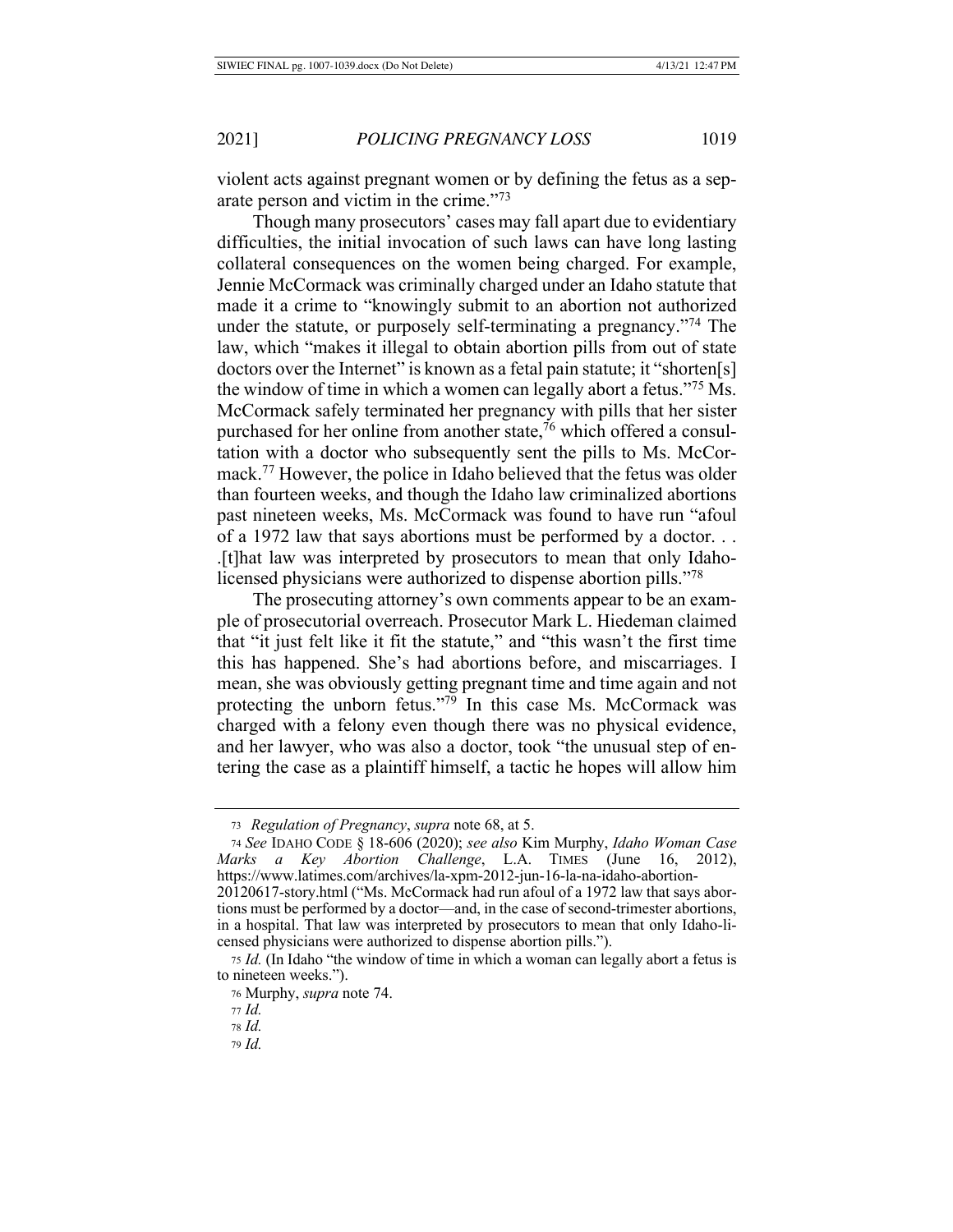violent acts against pregnant women or by defining the fetus as a separate person and victim in the crime."[73]

Though many prosecutors' cases may fall apart due to evidentiary difficulties, the initial invocation of such laws can have long lasting collateral consequences on the women being charged. For example, Jennie McCormack was criminally charged under an Idaho statute that made it a crime to "knowingly submit to an abortion not authorized under the statute, or purposely self-terminating a pregnancy."[74] The law, which "makes it illegal to obtain abortion pills from out of state doctors over the Internet" is known as a fetal pain statute; it "shorten[s] the window of time in which a women can legally abort a fetus."[75] Ms. McCormack safely terminated her pregnancy with pills that her sister purchased for her online from another state,[76] which offered a consultation with a doctor who subsequently sent the pills to Ms. McCormack.[77] However, the police in Idaho believed that the fetus was older than fourteen weeks, and though the Idaho law criminalized abortions past nineteen weeks, Ms. McCormack was found to have run "afoul of a 1972 law that says abortions must be performed by a doctor. . . .[t]hat law was interpreted by prosecutors to mean that only Idaho-licensed physicians were authorized to dispense abortion pills."[78]

The prosecuting attorney's own comments appear to be an example of prosecutorial overreach. Prosecutor Mark L. Hiedeman claimed that "it just felt like it fit the statute," and "this wasn't the first time this has happened. She's had abortions before, and miscarriages. I mean, she was obviously getting pregnant time and time again and not protecting the unborn fetus."[79] In this case Ms. McCormack was charged with a felony even though there was no physical evidence, and her lawyer, who was also a doctor, took "the unusual step of entering the case as a plaintiff himself, a tactic he hopes will allow him

---

[73] *Regulation of Pregnancy*, *supra* note 68, at 5.

[74] *See* IDAHO CODE § 18-606 (2020); *see also* Kim Murphy, *Idaho Woman Case Marks a Key Abortion Challenge*, L.A. TIMES (June 16, 2012), https://www.latimes.com/archives/la-xpm-2012-jun-16-la-na-idaho-abortion-20120617-story.html ("Ms. McCormack had run afoul of a 1972 law that says abortions must be performed by a doctor—and, in the case of second-trimester abortions, in a hospital. That law was interpreted by prosecutors to mean that only Idaho-licensed physicians were authorized to dispense abortion pills.").

[75] *Id.* (In Idaho "the window of time in which a woman can legally abort a fetus is to nineteen weeks.").

[76] Murphy, *supra* note 74.

[77] *Id.*

[78] *Id.*

[79] *Id.*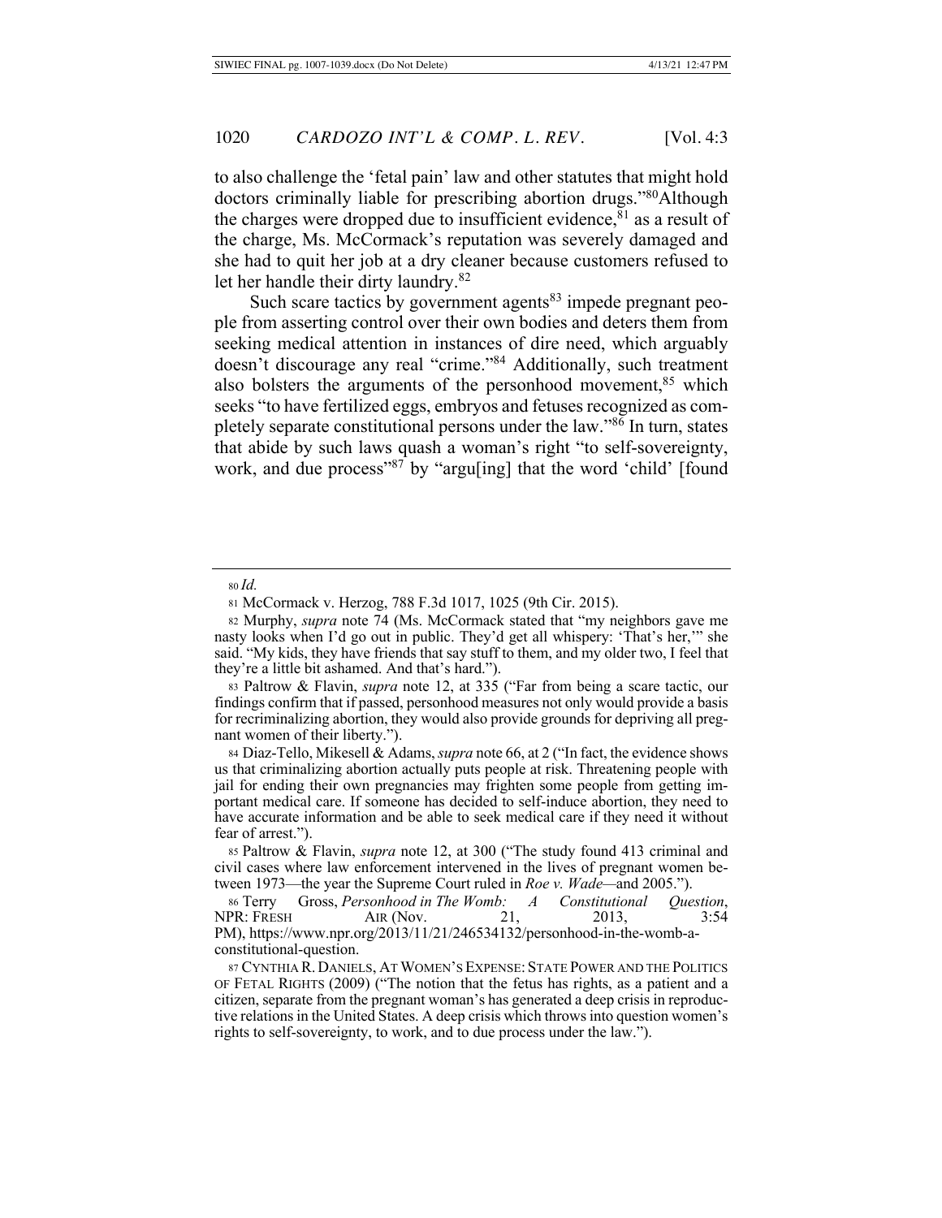to also challenge the 'fetal pain' law and other statutes that might hold doctors criminally liable for prescribing abortion drugs."[80]Although the charges were dropped due to insufficient evidence,[81] as a result of the charge, Ms. McCormack's reputation was severely damaged and she had to quit her job at a dry cleaner because customers refused to let her handle their dirty laundry.[82]

Such scare tactics by government agents[83] impede pregnant people from asserting control over their own bodies and deters them from seeking medical attention in instances of dire need, which arguably doesn't discourage any real "crime."[84] Additionally, such treatment also bolsters the arguments of the personhood movement,[85] which seeks "to have fertilized eggs, embryos and fetuses recognized as completely separate constitutional persons under the law."[86] In turn, states that abide by such laws quash a woman's right "to self-sovereignty, work, and due process"[87] by "argu[ing] that the word 'child' [found

---

80 *Id.*

81 McCormack v. Herzog, 788 F.3d 1017, 1025 (9th Cir. 2015).

82 Murphy, *supra* note 74 (Ms. McCormack stated that "my neighbors gave me nasty looks when I'd go out in public. They'd get all whispery: 'That's her,'" she said. "My kids, they have friends that say stuff to them, and my older two, I feel that they're a little bit ashamed. And that's hard.").

83 Paltrow & Flavin, *supra* note 12, at 335 ("Far from being a scare tactic, our findings confirm that if passed, personhood measures not only would provide a basis for recriminalizing abortion, they would also provide grounds for depriving all pregnant women of their liberty.").

84 Diaz-Tello, Mikesell & Adams, *supra* note 66, at 2 ("In fact, the evidence shows us that criminalizing abortion actually puts people at risk. Threatening people with jail for ending their own pregnancies may frighten some people from getting important medical care. If someone has decided to self-induce abortion, they need to have accurate information and be able to seek medical care if they need it without fear of arrest.").

85 Paltrow & Flavin, *supra* note 12, at 300 ("The study found 413 criminal and civil cases where law enforcement intervened in the lives of pregnant women between 1973—the year the Supreme Court ruled in *Roe v. Wade*—and 2005.").

86 Terry Gross, *Personhood in The Womb: A Constitutional Question*, NPR: FRESH AIR (Nov. 21, 2013, 3:54 PM), https://www.npr.org/2013/11/21/246534132/personhood-in-the-womb-a-constitutional-question.

87 CYNTHIA R. DANIELS, AT WOMEN'S EXPENSE: STATE POWER AND THE POLITICS OF FETAL RIGHTS (2009) ("The notion that the fetus has rights, as a patient and a citizen, separate from the pregnant woman's has generated a deep crisis in reproductive relations in the United States. A deep crisis which throws into question women's rights to self-sovereignty, to work, and to due process under the law.").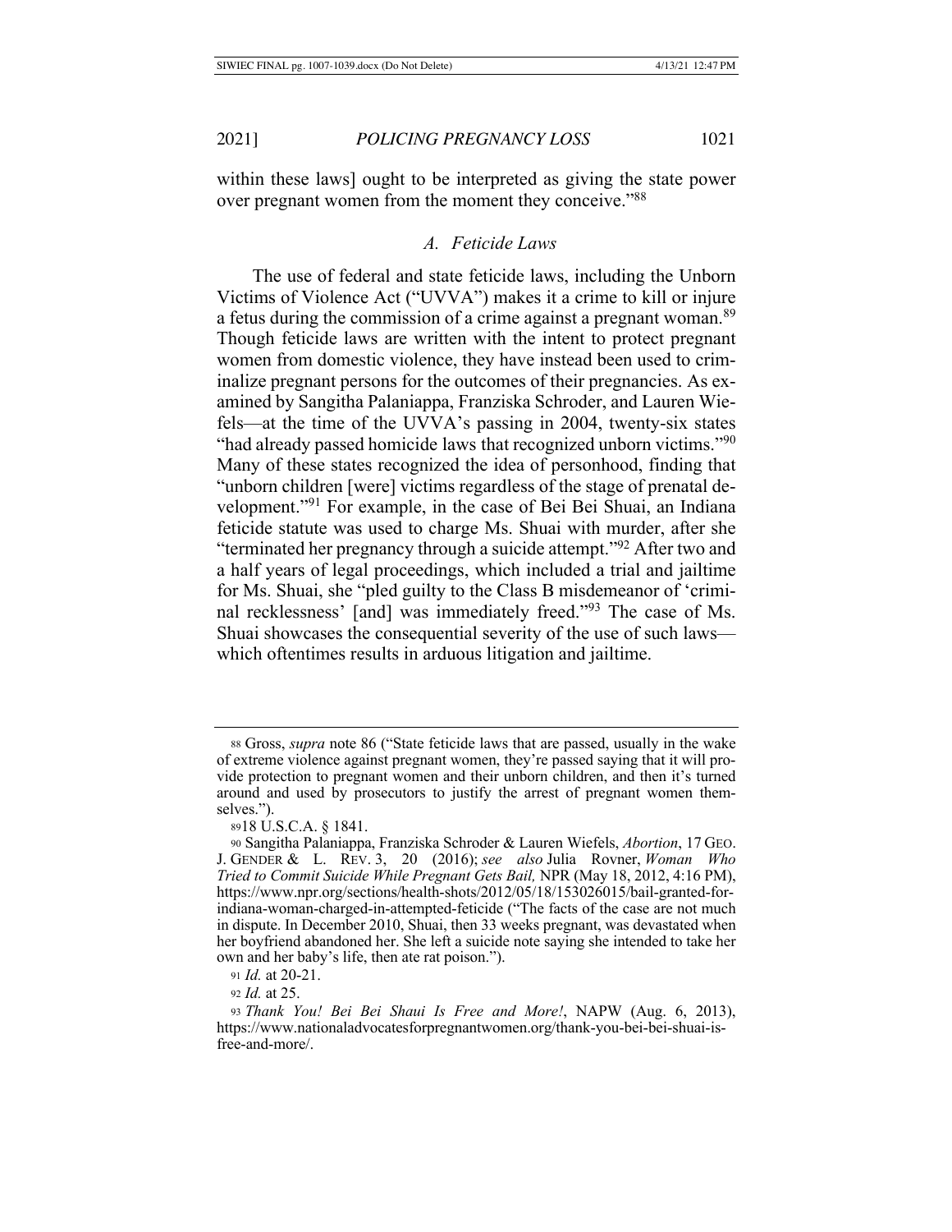within these laws] ought to be interpreted as giving the state power over pregnant women from the moment they conceive."[88]

### *A. Feticide Laws*

The use of federal and state feticide laws, including the Unborn Victims of Violence Act ("UVVA") makes it a crime to kill or injure a fetus during the commission of a crime against a pregnant woman.[89] Though feticide laws are written with the intent to protect pregnant women from domestic violence, they have instead been used to criminalize pregnant persons for the outcomes of their pregnancies. As examined by Sangitha Palaniappa, Franziska Schroder, and Lauren Wiefels—at the time of the UVVA's passing in 2004, twenty-six states "had already passed homicide laws that recognized unborn victims."[90] Many of these states recognized the idea of personhood, finding that "unborn children [were] victims regardless of the stage of prenatal development."[91] For example, in the case of Bei Bei Shuai, an Indiana feticide statute was used to charge Ms. Shuai with murder, after she "terminated her pregnancy through a suicide attempt."[92] After two and a half years of legal proceedings, which included a trial and jailtime for Ms. Shuai, she "pled guilty to the Class B misdemeanor of 'criminal recklessness' [and] was immediately freed."[93] The case of Ms. Shuai showcases the consequential severity of the use of such laws—which oftentimes results in arduous litigation and jailtime.

---

[88] Gross, *supra* note 86 ("State feticide laws that are passed, usually in the wake of extreme violence against pregnant women, they're passed saying that it will provide protection to pregnant women and their unborn children, and then it's turned around and used by prosecutors to justify the arrest of pregnant women themselves.").

[89] 18 U.S.C.A. § 1841.

[90] Sangitha Palaniappa, Franziska Schroder & Lauren Wiefels, *Abortion*, 17 GEO. J. GENDER & L. REV. 3, 20 (2016); *see also* Julia Rovner, *Woman Who Tried to Commit Suicide While Pregnant Gets Bail,* NPR (May 18, 2012, 4:16 PM), https://www.npr.org/sections/health-shots/2012/05/18/153026015/bail-granted-for-indiana-woman-charged-in-attempted-feticide ("The facts of the case are not much in dispute. In December 2010, Shuai, then 33 weeks pregnant, was devastated when her boyfriend abandoned her. She left a suicide note saying she intended to take her own and her baby's life, then ate rat poison.").

[91] *Id.* at 20-21.

[92] *Id.* at 25.

[93] *Thank You! Bei Bei Shaui Is Free and More!*, NAPW (Aug. 6, 2013), https://www.nationaladvocatesforpregnantwomen.org/thank-you-bei-bei-shuai-is-free-and-more/.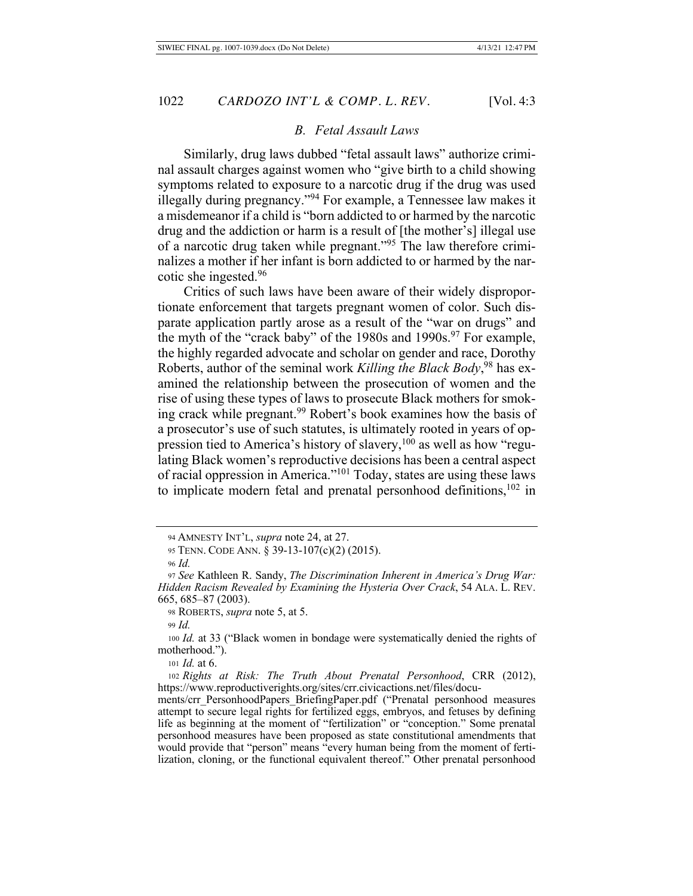### *B. Fetal Assault Laws*

Similarly, drug laws dubbed "fetal assault laws" authorize criminal assault charges against women who "give birth to a child showing symptoms related to exposure to a narcotic drug if the drug was used illegally during pregnancy."[94] For example, a Tennessee law makes it a misdemeanor if a child is "born addicted to or harmed by the narcotic drug and the addiction or harm is a result of [the mother's] illegal use of a narcotic drug taken while pregnant."[95] The law therefore criminalizes a mother if her infant is born addicted to or harmed by the narcotic she ingested.[96]

Critics of such laws have been aware of their widely disproportionate enforcement that targets pregnant women of color. Such disparate application partly arose as a result of the "war on drugs" and the myth of the "crack baby" of the 1980s and 1990s.[97] For example, the highly regarded advocate and scholar on gender and race, Dorothy Roberts, author of the seminal work *Killing the Black Body*,[98] has examined the relationship between the prosecution of women and the rise of using these types of laws to prosecute Black mothers for smoking crack while pregnant.[99] Robert's book examines how the basis of a prosecutor's use of such statutes, is ultimately rooted in years of oppression tied to America's history of slavery,[100] as well as how "regulating Black women's reproductive decisions has been a central aspect of racial oppression in America."[101] Today, states are using these laws to implicate modern fetal and prenatal personhood definitions,[102] in

---

94 AMNESTY INT'L, *supra* note 24, at 27.

95 TENN. CODE ANN. § 39-13-107(c)(2) (2015).

96 *Id.*

97 *See* Kathleen R. Sandy, *The Discrimination Inherent in America's Drug War: Hidden Racism Revealed by Examining the Hysteria Over Crack*, 54 ALA. L. REV. 665, 685–87 (2003).

98 ROBERTS, *supra* note 5, at 5.

99 *Id.*

100 *Id.* at 33 ("Black women in bondage were systematically denied the rights of motherhood.").

101 *Id.* at 6.

102 *Rights at Risk: The Truth About Prenatal Personhood*, CRR (2012), https://www.reproductiverights.org/sites/crr.civicactions.net/files/documents/crr_PersonhoodPapers_BriefingPaper.pdf ("Prenatal personhood measures attempt to secure legal rights for fertilized eggs, embryos, and fetuses by defining life as beginning at the moment of "fertilization" or "conception." Some prenatal personhood measures have been proposed as state constitutional amendments that would provide that "person" means "every human being from the moment of fertilization, cloning, or the functional equivalent thereof." Other prenatal personhood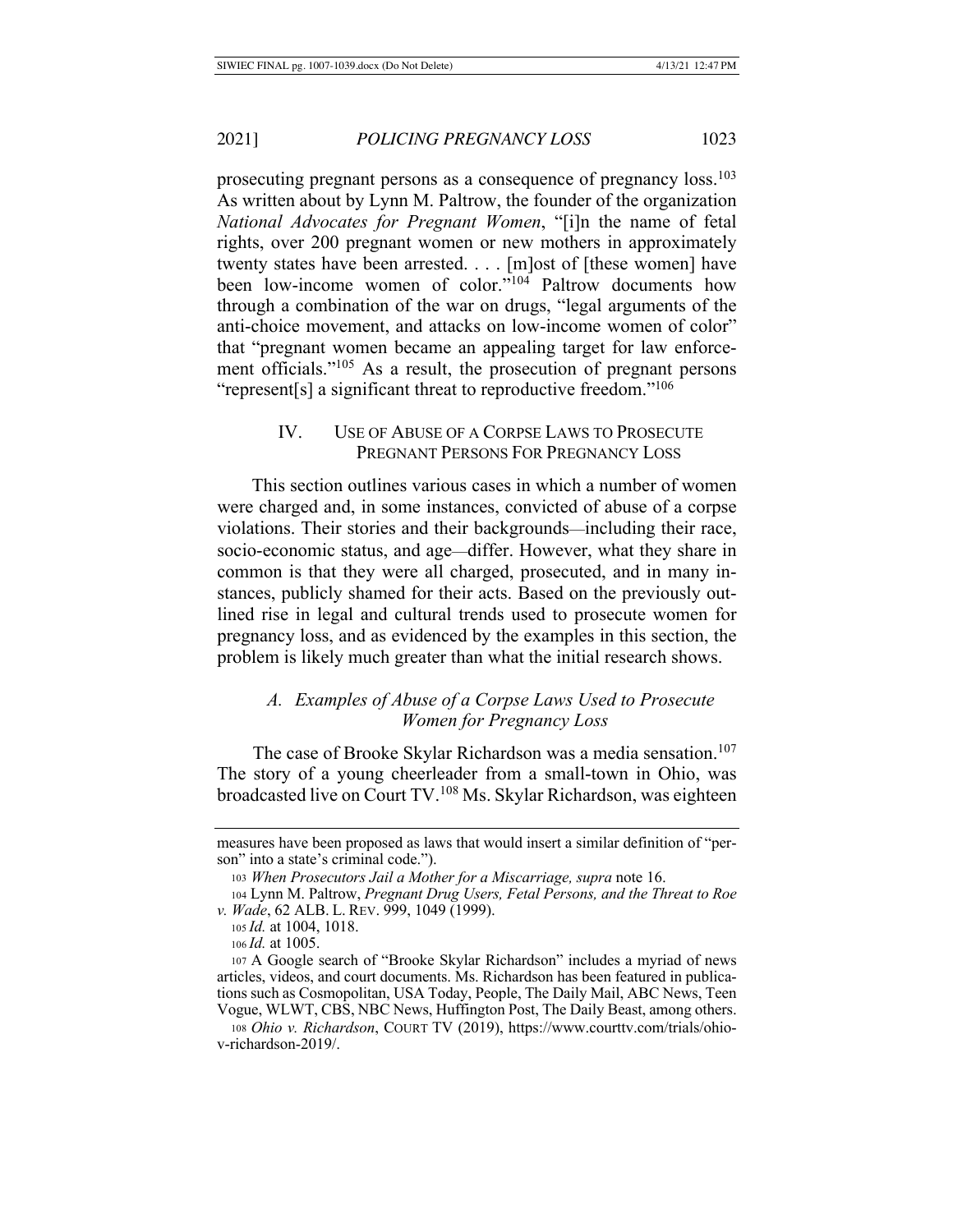prosecuting pregnant persons as a consequence of pregnancy loss.[103] As written about by Lynn M. Paltrow, the founder of the organization *National Advocates for Pregnant Women*, "[i]n the name of fetal rights, over 200 pregnant women or new mothers in approximately twenty states have been arrested. . . . [m]ost of [these women] have been low-income women of color."[104] Paltrow documents how through a combination of the war on drugs, "legal arguments of the anti-choice movement, and attacks on low-income women of color" that "pregnant women became an appealing target for law enforcement officials."[105] As a result, the prosecution of pregnant persons "represent[s] a significant threat to reproductive freedom."[106]

## IV. Use of Abuse of a Corpse Laws to Prosecute Pregnant Persons For Pregnancy Loss

This section outlines various cases in which a number of women were charged and, in some instances, convicted of abuse of a corpse violations. Their stories and their backgrounds—including their race, socio-economic status, and age—differ. However, what they share in common is that they were all charged, prosecuted, and in many instances, publicly shamed for their acts. Based on the previously outlined rise in legal and cultural trends used to prosecute women for pregnancy loss, and as evidenced by the examples in this section, the problem is likely much greater than what the initial research shows.

### *A. Examples of Abuse of a Corpse Laws Used to Prosecute Women for Pregnancy Loss*

The case of Brooke Skylar Richardson was a media sensation.[107] The story of a young cheerleader from a small-town in Ohio, was broadcasted live on Court TV.[108] Ms. Skylar Richardson, was eighteen

---

measures have been proposed as laws that would insert a similar definition of "person" into a state's criminal code.").

[103] *When Prosecutors Jail a Mother for a Miscarriage*, *supra* note 16.

[104] Lynn M. Paltrow, *Pregnant Drug Users, Fetal Persons, and the Threat to Roe v. Wade*, 62 ALB. L. REV. 999, 1049 (1999).

[105] *Id.* at 1004, 1018.

[106] *Id.* at 1005.

[107] A Google search of "Brooke Skylar Richardson" includes a myriad of news articles, videos, and court documents. Ms. Richardson has been featured in publications such as Cosmopolitan, USA Today, People, The Daily Mail, ABC News, Teen Vogue, WLWT, CBS, NBC News, Huffington Post, The Daily Beast, among others.

[108] *Ohio v. Richardson*, COURT TV (2019), https://www.courttv.com/trials/ohio-v-richardson-2019/.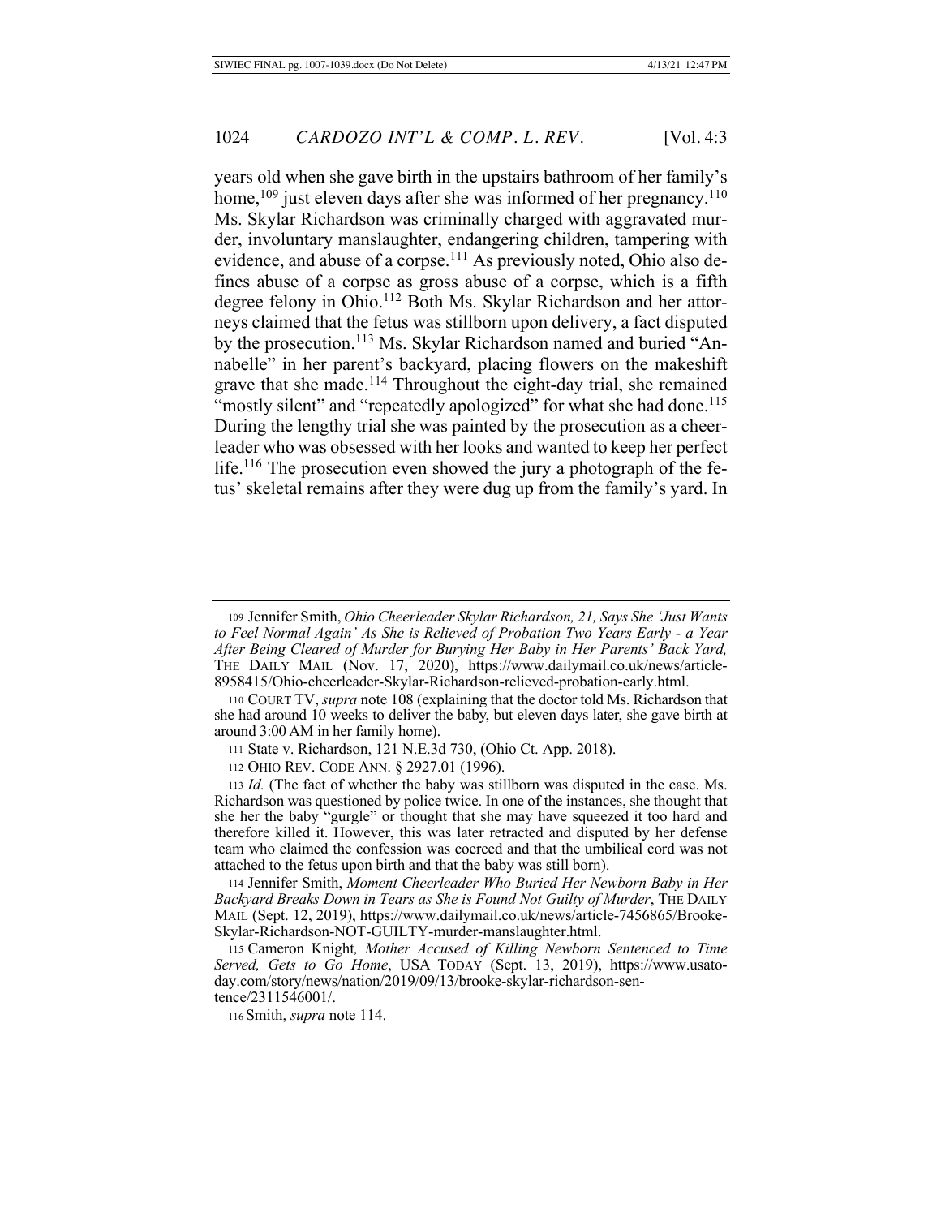years old when she gave birth in the upstairs bathroom of her family's home,[109] just eleven days after she was informed of her pregnancy.[110] Ms. Skylar Richardson was criminally charged with aggravated murder, involuntary manslaughter, endangering children, tampering with evidence, and abuse of a corpse.[111] As previously noted, Ohio also defines abuse of a corpse as gross abuse of a corpse, which is a fifth degree felony in Ohio.[112] Both Ms. Skylar Richardson and her attorneys claimed that the fetus was stillborn upon delivery, a fact disputed by the prosecution.[113] Ms. Skylar Richardson named and buried "Annabelle" in her parent's backyard, placing flowers on the makeshift grave that she made.[114] Throughout the eight-day trial, she remained "mostly silent" and "repeatedly apologized" for what she had done.[115] During the lengthy trial she was painted by the prosecution as a cheerleader who was obsessed with her looks and wanted to keep her perfect life.[116] The prosecution even showed the jury a photograph of the fetus' skeletal remains after they were dug up from the family's yard. In

---

109 Jennifer Smith, *Ohio Cheerleader Skylar Richardson, 21, Says She 'Just Wants to Feel Normal Again' As She is Relieved of Probation Two Years Early - a Year After Being Cleared of Murder for Burying Her Baby in Her Parents' Back Yard,* THE DAILY MAIL (Nov. 17, 2020), https://www.dailymail.co.uk/news/article-8958415/Ohio-cheerleader-Skylar-Richardson-relieved-probation-early.html.

110 COURT TV, *supra* note 108 (explaining that the doctor told Ms. Richardson that she had around 10 weeks to deliver the baby, but eleven days later, she gave birth at around 3:00 AM in her family home).

111 State v. Richardson, 121 N.E.3d 730, (Ohio Ct. App. 2018).

112 OHIO REV. CODE ANN. § 2927.01 (1996).

113 *Id.* (The fact of whether the baby was stillborn was disputed in the case. Ms. Richardson was questioned by police twice. In one of the instances, she thought that she her the baby "gurgle" or thought that she may have squeezed it too hard and therefore killed it. However, this was later retracted and disputed by her defense team who claimed the confession was coerced and that the umbilical cord was not attached to the fetus upon birth and that the baby was still born).

114 Jennifer Smith, *Moment Cheerleader Who Buried Her Newborn Baby in Her Backyard Breaks Down in Tears as She is Found Not Guilty of Murder*, THE DAILY MAIL (Sept. 12, 2019), https://www.dailymail.co.uk/news/article-7456865/Brooke-Skylar-Richardson-NOT-GUILTY-murder-manslaughter.html.

115 Cameron Knight*, Mother Accused of Killing Newborn Sentenced to Time Served, Gets to Go Home*, USA TODAY (Sept. 13, 2019), https://www.usatoday.com/story/news/nation/2019/09/13/brooke-skylar-richardson-sentence/2311546001/.

116 Smith, *supra* note 114.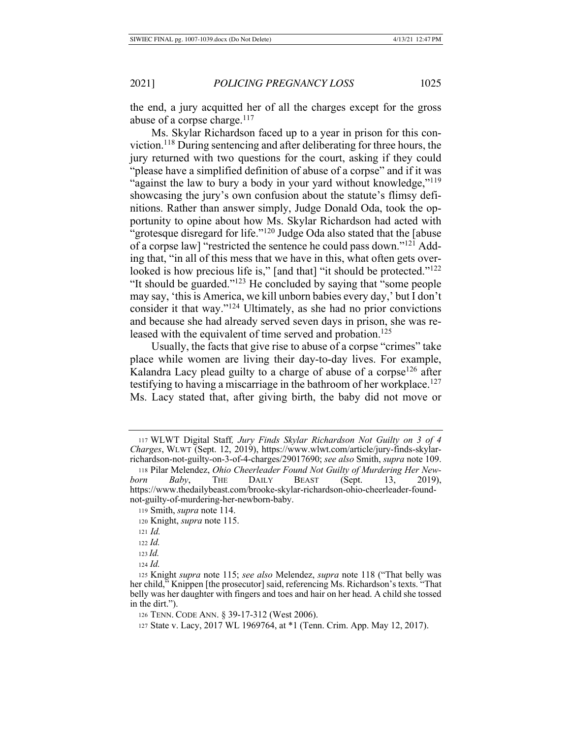the end, a jury acquitted her of all the charges except for the gross abuse of a corpse charge.[117]

Ms. Skylar Richardson faced up to a year in prison for this conviction.[118] During sentencing and after deliberating for three hours, the jury returned with two questions for the court, asking if they could "please have a simplified definition of abuse of a corpse" and if it was "against the law to bury a body in your yard without knowledge,"[119] showcasing the jury's own confusion about the statute's flimsy definitions. Rather than answer simply, Judge Donald Oda, took the opportunity to opine about how Ms. Skylar Richardson had acted with "grotesque disregard for life."[120] Judge Oda also stated that the [abuse of a corpse law] "restricted the sentence he could pass down."[121] Adding that, "in all of this mess that we have in this, what often gets overlooked is how precious life is," [and that] "it should be protected."[122] "It should be guarded."[123] He concluded by saying that "some people may say, 'this is America, we kill unborn babies every day,' but I don't consider it that way."[124] Ultimately, as she had no prior convictions and because she had already served seven days in prison, she was released with the equivalent of time served and probation.[125]

Usually, the facts that give rise to abuse of a corpse "crimes" take place while women are living their day-to-day lives. For example, Kalandra Lacy plead guilty to a charge of abuse of a corpse[126] after testifying to having a miscarriage in the bathroom of her workplace.[127] Ms. Lacy stated that, after giving birth, the baby did not move or

---

117 WLWT Digital Staff, *Jury Finds Skylar Richardson Not Guilty on 3 of 4 Charges*, WLWT (Sept. 12, 2019), https://www.wlwt.com/article/jury-finds-skylar-richardson-not-guilty-on-3-of-4-charges/29017690; *see also* Smith, *supra* note 109.

118 Pilar Melendez, *Ohio Cheerleader Found Not Guilty of Murdering Her Newborn Baby*, THE DAILY BEAST (Sept. 13, 2019), https://www.thedailybeast.com/brooke-skylar-richardson-ohio-cheerleader-found-not-guilty-of-murdering-her-newborn-baby.

119 Smith, *supra* note 114.

120 Knight, *supra* note 115.

121 *Id.*

122 *Id.*

123 *Id.*

124 *Id.*

125 Knight *supra* note 115; *see also* Melendez, *supra* note 118 ("That belly was her child," Knippen [the prosecutor] said, referencing Ms. Richardson's texts. "That belly was her daughter with fingers and toes and hair on her head. A child she tossed in the dirt.").

126 TENN. CODE ANN. § 39-17-312 (West 2006).

127 State v. Lacy, 2017 WL 1969764, at *1 (Tenn. Crim. App. May 12, 2017).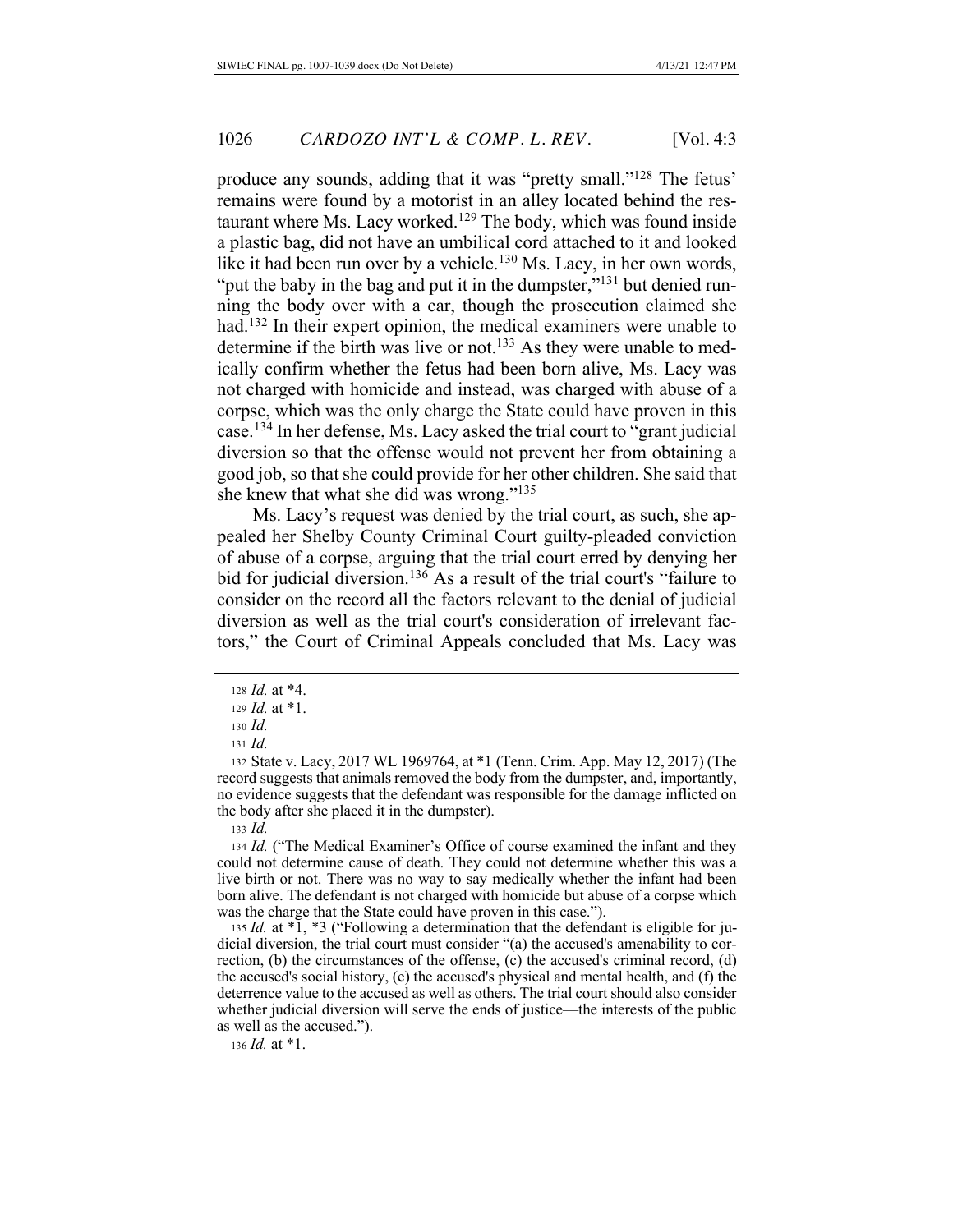produce any sounds, adding that it was "pretty small."[128] The fetus' remains were found by a motorist in an alley located behind the restaurant where Ms. Lacy worked.[129] The body, which was found inside a plastic bag, did not have an umbilical cord attached to it and looked like it had been run over by a vehicle.[130] Ms. Lacy, in her own words, "put the baby in the bag and put it in the dumpster,"[131] but denied running the body over with a car, though the prosecution claimed she had.[132] In their expert opinion, the medical examiners were unable to determine if the birth was live or not.[133] As they were unable to medically confirm whether the fetus had been born alive, Ms. Lacy was not charged with homicide and instead, was charged with abuse of a corpse, which was the only charge the State could have proven in this case.[134] In her defense, Ms. Lacy asked the trial court to "grant judicial diversion so that the offense would not prevent her from obtaining a good job, so that she could provide for her other children. She said that she knew that what she did was wrong."[135]

Ms. Lacy's request was denied by the trial court, as such, she appealed her Shelby County Criminal Court guilty-pleaded conviction of abuse of a corpse, arguing that the trial court erred by denying her bid for judicial diversion.[136] As a result of the trial court's "failure to consider on the record all the factors relevant to the denial of judicial diversion as well as the trial court's consideration of irrelevant factors," the Court of Criminal Appeals concluded that Ms. Lacy was

---

128 *Id.* at *4.

129 *Id.* at *1.

130 *Id.*

131 *Id.*

132 State v. Lacy, 2017 WL 1969764, at *1 (Tenn. Crim. App. May 12, 2017) (The record suggests that animals removed the body from the dumpster, and, importantly, no evidence suggests that the defendant was responsible for the damage inflicted on the body after she placed it in the dumpster).

133 *Id.*

134 *Id.* ("The Medical Examiner's Office of course examined the infant and they could not determine cause of death. They could not determine whether this was a live birth or not. There was no way to say medically whether the infant had been born alive. The defendant is not charged with homicide but abuse of a corpse which was the charge that the State could have proven in this case.").

135 *Id.* at *1, *3 ("Following a determination that the defendant is eligible for judicial diversion, the trial court must consider "(a) the accused's amenability to correction, (b) the circumstances of the offense, (c) the accused's criminal record, (d) the accused's social history, (e) the accused's physical and mental health, and (f) the deterrence value to the accused as well as others. The trial court should also consider whether judicial diversion will serve the ends of justice—the interests of the public as well as the accused.").

136 *Id.* at *1.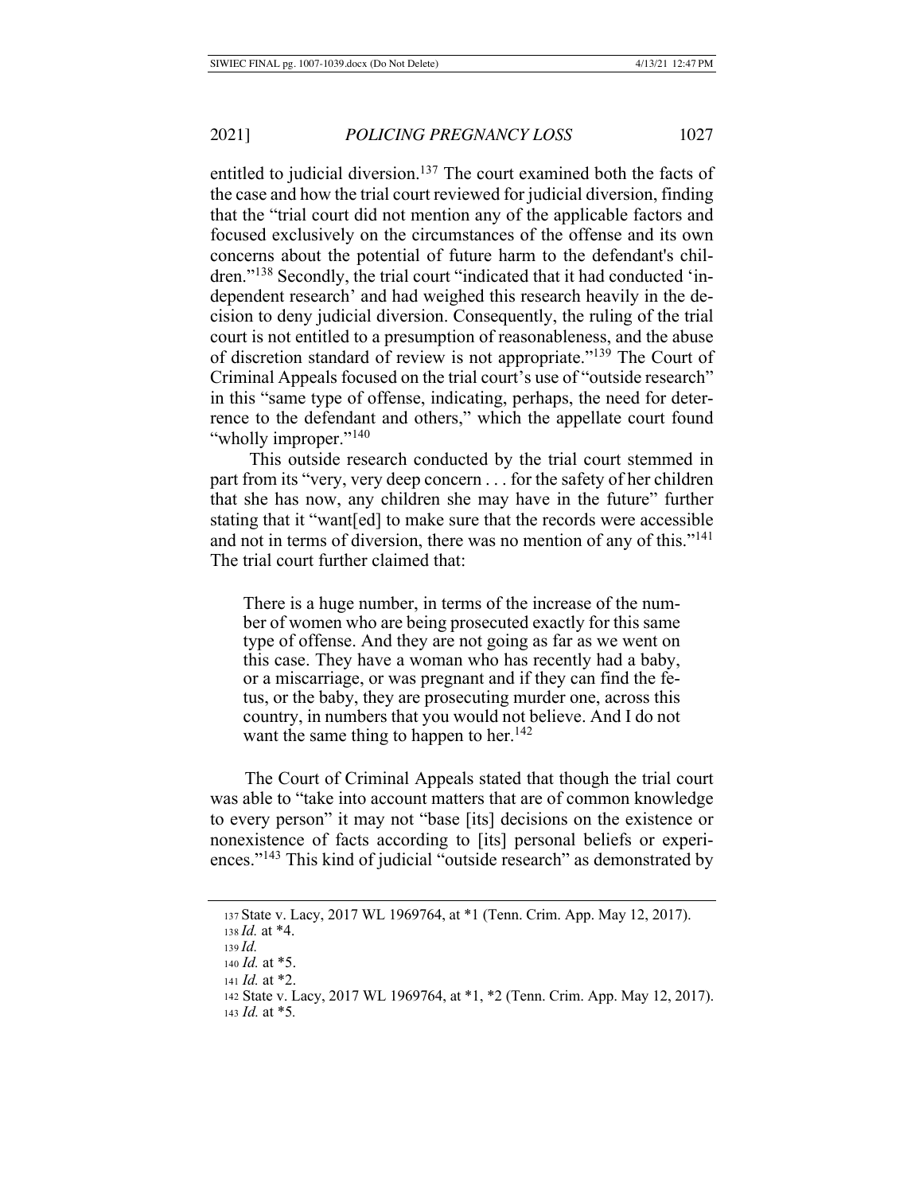entitled to judicial diversion.[137] The court examined both the facts of the case and how the trial court reviewed for judicial diversion, finding that the "trial court did not mention any of the applicable factors and focused exclusively on the circumstances of the offense and its own concerns about the potential of future harm to the defendant's children."[138] Secondly, the trial court "indicated that it had conducted 'independent research' and had weighed this research heavily in the decision to deny judicial diversion. Consequently, the ruling of the trial court is not entitled to a presumption of reasonableness, and the abuse of discretion standard of review is not appropriate."[139] The Court of Criminal Appeals focused on the trial court's use of "outside research" in this "same type of offense, indicating, perhaps, the need for deterrence to the defendant and others," which the appellate court found "wholly improper."[140]

This outside research conducted by the trial court stemmed in part from its "very, very deep concern . . . for the safety of her children that she has now, any children she may have in the future" further stating that it "want[ed] to make sure that the records were accessible and not in terms of diversion, there was no mention of any of this."[141] The trial court further claimed that:

> There is a huge number, in terms of the increase of the number of women who are being prosecuted exactly for this same type of offense. And they are not going as far as we went on this case. They have a woman who has recently had a baby, or a miscarriage, or was pregnant and if they can find the fetus, or the baby, they are prosecuting murder one, across this country, in numbers that you would not believe. And I do not want the same thing to happen to her.[142]

The Court of Criminal Appeals stated that though the trial court was able to "take into account matters that are of common knowledge to every person" it may not "base [its] decisions on the existence or nonexistence of facts according to [its] personal beliefs or experiences."[143] This kind of judicial "outside research" as demonstrated by

---

137 State v. Lacy, 2017 WL 1969764, at *1 (Tenn. Crim. App. May 12, 2017).

138 *Id.* at *4.

139 *Id.*

140 *Id.* at *5.

141 *Id.* at *2.

142 State v. Lacy, 2017 WL 1969764, at *1, *2 (Tenn. Crim. App. May 12, 2017).

143 *Id.* at *5.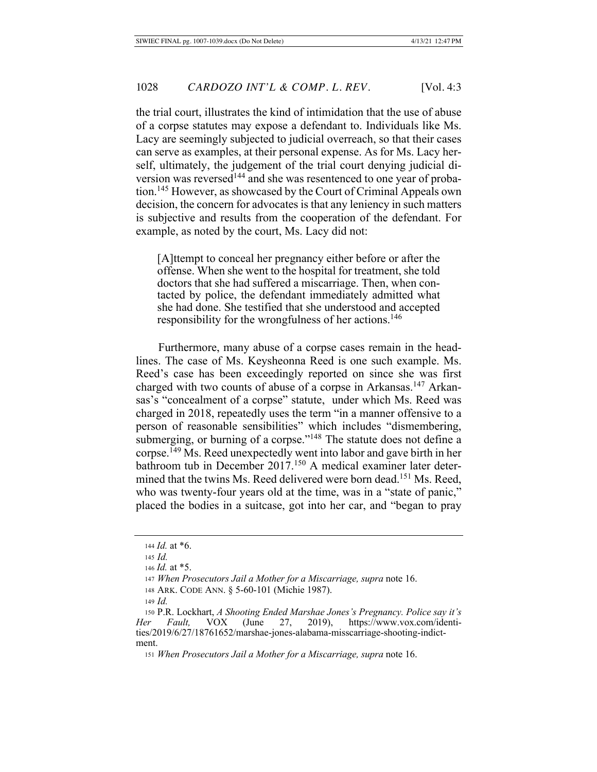the trial court, illustrates the kind of intimidation that the use of abuse of a corpse statutes may expose a defendant to. Individuals like Ms. Lacy are seemingly subjected to judicial overreach, so that their cases can serve as examples, at their personal expense. As for Ms. Lacy herself, ultimately, the judgement of the trial court denying judicial diversion was reversed[144] and she was resentenced to one year of probation.[145] However, as showcased by the Court of Criminal Appeals own decision, the concern for advocates is that any leniency in such matters is subjective and results from the cooperation of the defendant. For example, as noted by the court, Ms. Lacy did not:

> [A]ttempt to conceal her pregnancy either before or after the offense. When she went to the hospital for treatment, she told doctors that she had suffered a miscarriage. Then, when contacted by police, the defendant immediately admitted what she had done. She testified that she understood and accepted responsibility for the wrongfulness of her actions.[146]

Furthermore, many abuse of a corpse cases remain in the headlines. The case of Ms. Keysheonna Reed is one such example. Ms. Reed's case has been exceedingly reported on since she was first charged with two counts of abuse of a corpse in Arkansas.[147] Arkansas's "concealment of a corpse" statute, under which Ms. Reed was charged in 2018, repeatedly uses the term "in a manner offensive to a person of reasonable sensibilities" which includes "dismembering, submerging, or burning of a corpse."[148] The statute does not define a corpse.[149] Ms. Reed unexpectedly went into labor and gave birth in her bathroom tub in December 2017.[150] A medical examiner later determined that the twins Ms. Reed delivered were born dead.[151] Ms. Reed, who was twenty-four years old at the time, was in a "state of panic," placed the bodies in a suitcase, got into her car, and "began to pray

---

144 *Id.* at *6.

145 *Id.*

146 *Id.* at *5.

147 *When Prosecutors Jail a Mother for a Miscarriage, supra* note 16.

148 ARK. CODE ANN. § 5-60-101 (Michie 1987).

149 *Id.*

150 P.R. Lockhart, *A Shooting Ended Marshae Jones's Pregnancy. Police say it's Her Fault,* VOX (June 27, 2019), https://www.vox.com/identities/2019/6/27/18761652/marshae-jones-alabama-misscarriage-shooting-indictment.

151 *When Prosecutors Jail a Mother for a Miscarriage, supra* note 16.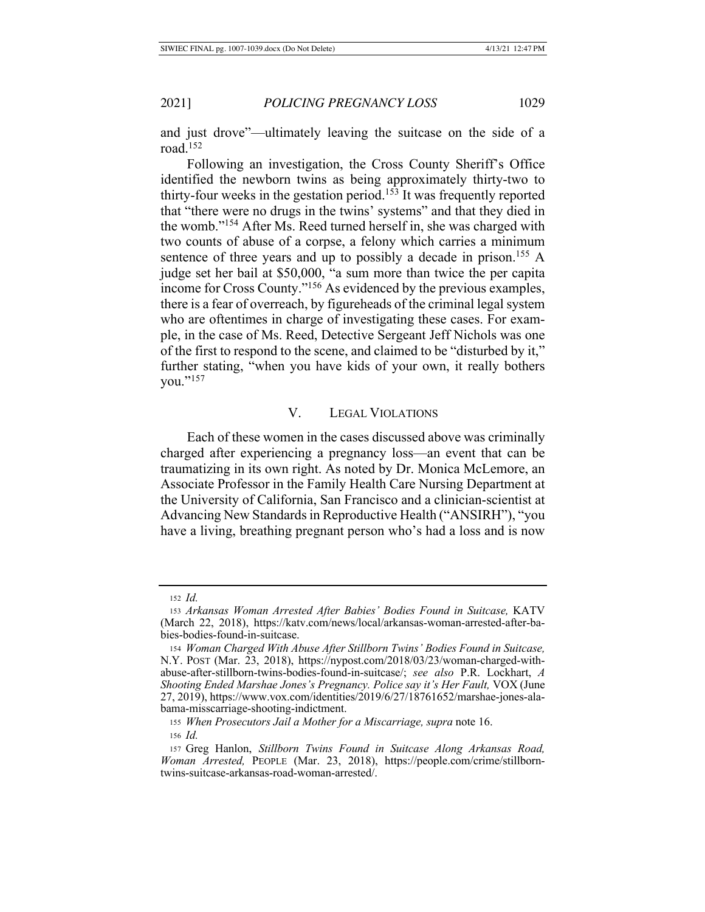and just drove"—ultimately leaving the suitcase on the side of a road.[152]

Following an investigation, the Cross County Sheriff's Office identified the newborn twins as being approximately thirty-two to thirty-four weeks in the gestation period.[153] It was frequently reported that "there were no drugs in the twins' systems" and that they died in the womb."[154] After Ms. Reed turned herself in, she was charged with two counts of abuse of a corpse, a felony which carries a minimum sentence of three years and up to possibly a decade in prison.[155] A judge set her bail at $50,000, "a sum more than twice the per capita income for Cross County."[156] As evidenced by the previous examples, there is a fear of overreach, by figureheads of the criminal legal system who are oftentimes in charge of investigating these cases. For example, in the case of Ms. Reed, Detective Sergeant Jeff Nichols was one of the first to respond to the scene, and claimed to be "disturbed by it," further stating, "when you have kids of your own, it really bothers you."[157]

## V. LEGAL VIOLATIONS

Each of these women in the cases discussed above was criminally charged after experiencing a pregnancy loss—an event that can be traumatizing in its own right. As noted by Dr. Monica McLemore, an Associate Professor in the Family Health Care Nursing Department at the University of California, San Francisco and a clinician-scientist at Advancing New Standards in Reproductive Health ("ANSIRH"), "you have a living, breathing pregnant person who's had a loss and is now

---

[152] *Id.*

[153] *Arkansas Woman Arrested After Babies' Bodies Found in Suitcase,* KATV (March 22, 2018), https://katv.com/news/local/arkansas-woman-arrested-after-babies-bodies-found-in-suitcase.

[154] *Woman Charged With Abuse After Stillborn Twins' Bodies Found in Suitcase,* N.Y. POST (Mar. 23, 2018), https://nypost.com/2018/03/23/woman-charged-with-abuse-after-stillborn-twins-bodies-found-in-suitcase/; *see also* P.R. Lockhart, *A Shooting Ended Marshae Jones's Pregnancy. Police say it's Her Fault,* VOX (June 27, 2019), https://www.vox.com/identities/2019/6/27/18761652/marshae-jones-alabama-misscarriage-shooting-indictment.

[155] *When Prosecutors Jail a Mother for a Miscarriage, supra* note 16.

[156] *Id.*

[157] Greg Hanlon, *Stillborn Twins Found in Suitcase Along Arkansas Road, Woman Arrested,* PEOPLE (Mar. 23, 2018), https://people.com/crime/stillborn-twins-suitcase-arkansas-road-woman-arrested/.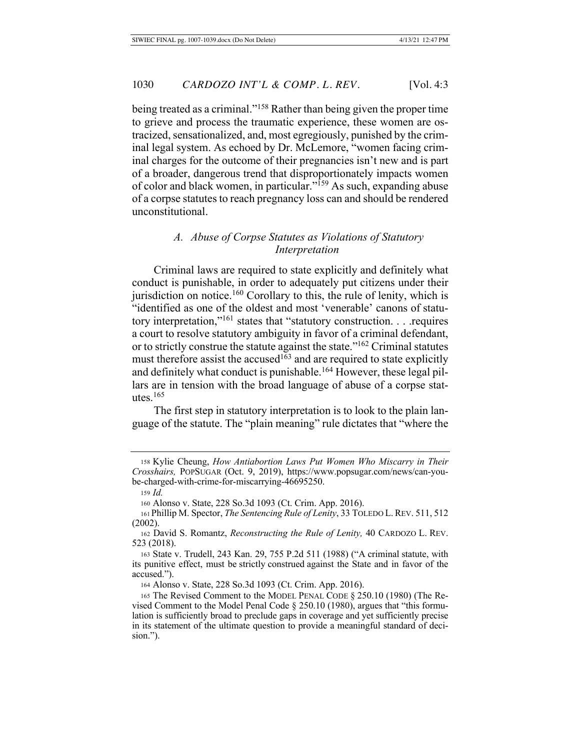being treated as a criminal."[158] Rather than being given the proper time to grieve and process the traumatic experience, these women are ostracized, sensationalized, and, most egregiously, punished by the criminal legal system. As echoed by Dr. McLemore, "women facing criminal charges for the outcome of their pregnancies isn't new and is part of a broader, dangerous trend that disproportionately impacts women of color and black women, in particular."[159] As such, expanding abuse of a corpse statutes to reach pregnancy loss can and should be rendered unconstitutional.

### *A. Abuse of Corpse Statutes as Violations of Statutory Interpretation*

Criminal laws are required to state explicitly and definitely what conduct is punishable, in order to adequately put citizens under their jurisdiction on notice.[160] Corollary to this, the rule of lenity, which is "identified as one of the oldest and most 'venerable' canons of statutory interpretation,"[161] states that "statutory construction. . . .requires a court to resolve statutory ambiguity in favor of a criminal defendant, or to strictly construe the statute against the state."[162] Criminal statutes must therefore assist the accused[163] and are required to state explicitly and definitely what conduct is punishable.[164] However, these legal pillars are in tension with the broad language of abuse of a corpse statutes.[165]

The first step in statutory interpretation is to look to the plain language of the statute. The "plain meaning" rule dictates that "where the

---

158 Kylie Cheung, *How Antiabortion Laws Put Women Who Miscarry in Their Crosshairs,* POPSUGAR (Oct. 9, 2019), https://www.popsugar.com/news/can-you-be-charged-with-crime-for-miscarrying-46695250.

159 *Id.*

160 Alonso v. State, 228 So.3d 1093 (Ct. Crim. App. 2016).

161 Phillip M. Spector, *The Sentencing Rule of Lenity*, 33 TOLEDO L. REV. 511, 512 (2002).

162 David S. Romantz, *Reconstructing the Rule of Lenity,* 40 CARDOZO L. REV. 523 (2018).

163 State v. Trudell, 243 Kan. 29, 755 P.2d 511 (1988) ("A criminal statute, with its punitive effect, must be strictly construed against the State and in favor of the accused.").

164 Alonso v. State, 228 So.3d 1093 (Ct. Crim. App. 2016).

165 The Revised Comment to the MODEL PENAL CODE § 250.10 (1980) (The Revised Comment to the Model Penal Code § 250.10 (1980), argues that "this formulation is sufficiently broad to preclude gaps in coverage and yet sufficiently precise in its statement of the ultimate question to provide a meaningful standard of decision.").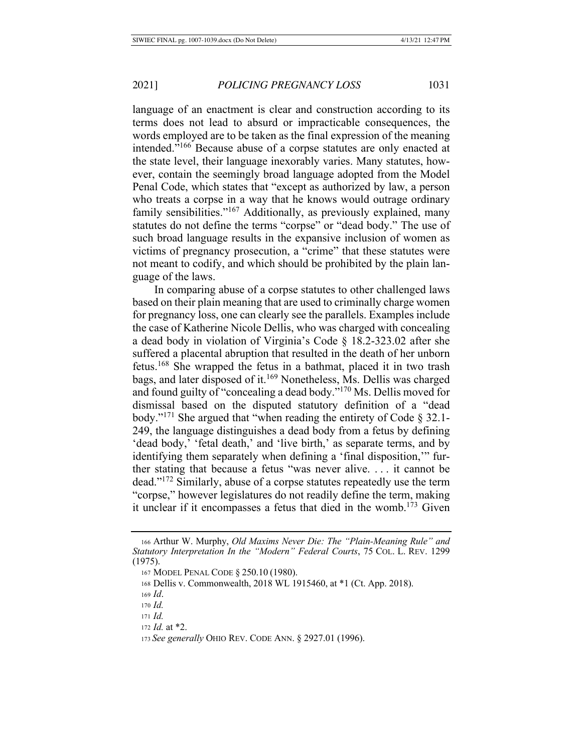language of an enactment is clear and construction according to its terms does not lead to absurd or impracticable consequences, the words employed are to be taken as the final expression of the meaning intended."[166] Because abuse of a corpse statutes are only enacted at the state level, their language inexorably varies. Many statutes, however, contain the seemingly broad language adopted from the Model Penal Code, which states that "except as authorized by law, a person who treats a corpse in a way that he knows would outrage ordinary family sensibilities."[167] Additionally, as previously explained, many statutes do not define the terms "corpse" or "dead body." The use of such broad language results in the expansive inclusion of women as victims of pregnancy prosecution, a "crime" that these statutes were not meant to codify, and which should be prohibited by the plain language of the laws.

In comparing abuse of a corpse statutes to other challenged laws based on their plain meaning that are used to criminally charge women for pregnancy loss, one can clearly see the parallels. Examples include the case of Katherine Nicole Dellis, who was charged with concealing a dead body in violation of Virginia's Code § 18.2-323.02 after she suffered a placental abruption that resulted in the death of her unborn fetus.[168] She wrapped the fetus in a bathmat, placed it in two trash bags, and later disposed of it.[169] Nonetheless, Ms. Dellis was charged and found guilty of "concealing a dead body."[170] Ms. Dellis moved for dismissal based on the disputed statutory definition of a "dead body."[171] She argued that "when reading the entirety of Code § 32.1-249, the language distinguishes a dead body from a fetus by defining 'dead body,' 'fetal death,' and 'live birth,' as separate terms, and by identifying them separately when defining a 'final disposition,'" further stating that because a fetus "was never alive. . . . it cannot be dead."[172] Similarly, abuse of a corpse statutes repeatedly use the term "corpse," however legislatures do not readily define the term, making it unclear if it encompasses a fetus that died in the womb.[173] Given

---

166 Arthur W. Murphy, *Old Maxims Never Die: The "Plain-Meaning Rule" and Statutory Interpretation In the "Modern" Federal Courts*, 75 COL. L. REV. 1299 (1975).

167 MODEL PENAL CODE § 250.10 (1980).

168 Dellis v. Commonwealth, 2018 WL 1915460, at *1 (Ct. App. 2018).

169 *Id*.

170 *Id.*

171 *Id.*

172 *Id.* at *2.

173 *See generally* OHIO REV. CODE ANN. § 2927.01 (1996).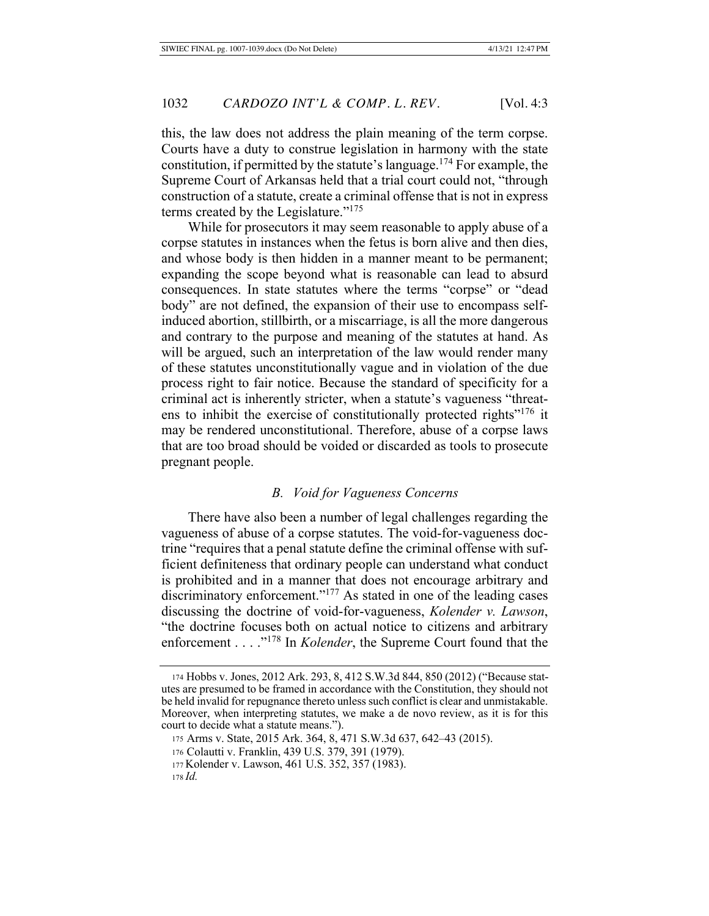this, the law does not address the plain meaning of the term corpse. Courts have a duty to construe legislation in harmony with the state constitution, if permitted by the statute's language.[174] For example, the Supreme Court of Arkansas held that a trial court could not, "through construction of a statute, create a criminal offense that is not in express terms created by the Legislature."[175]

While for prosecutors it may seem reasonable to apply abuse of a corpse statutes in instances when the fetus is born alive and then dies, and whose body is then hidden in a manner meant to be permanent; expanding the scope beyond what is reasonable can lead to absurd consequences. In state statutes where the terms "corpse" or "dead body" are not defined, the expansion of their use to encompass self-induced abortion, stillbirth, or a miscarriage, is all the more dangerous and contrary to the purpose and meaning of the statutes at hand. As will be argued, such an interpretation of the law would render many of these statutes unconstitutionally vague and in violation of the due process right to fair notice. Because the standard of specificity for a criminal act is inherently stricter, when a statute's vagueness "threatens to inhibit the exercise of constitutionally protected rights"[176] it may be rendered unconstitutional. Therefore, abuse of a corpse laws that are too broad should be voided or discarded as tools to prosecute pregnant people.

### *B. Void for Vagueness Concerns*

There have also been a number of legal challenges regarding the vagueness of abuse of a corpse statutes. The void-for-vagueness doctrine "requires that a penal statute define the criminal offense with sufficient definiteness that ordinary people can understand what conduct is prohibited and in a manner that does not encourage arbitrary and discriminatory enforcement."[177] As stated in one of the leading cases discussing the doctrine of void-for-vagueness, *Kolender v. Lawson*, "the doctrine focuses both on actual notice to citizens and arbitrary enforcement . . . ."[178] In *Kolender*, the Supreme Court found that the

---

174 Hobbs v. Jones, 2012 Ark. 293, 8, 412 S.W.3d 844, 850 (2012) ("Because statutes are presumed to be framed in accordance with the Constitution, they should not be held invalid for repugnance thereto unless such conflict is clear and unmistakable. Moreover, when interpreting statutes, we make a de novo review, as it is for this court to decide what a statute means.").

175 Arms v. State, 2015 Ark. 364, 8, 471 S.W.3d 637, 642–43 (2015).

176 Colautti v. Franklin, 439 U.S. 379, 391 (1979).

177 Kolender v. Lawson, 461 U.S. 352, 357 (1983).

178 *Id.*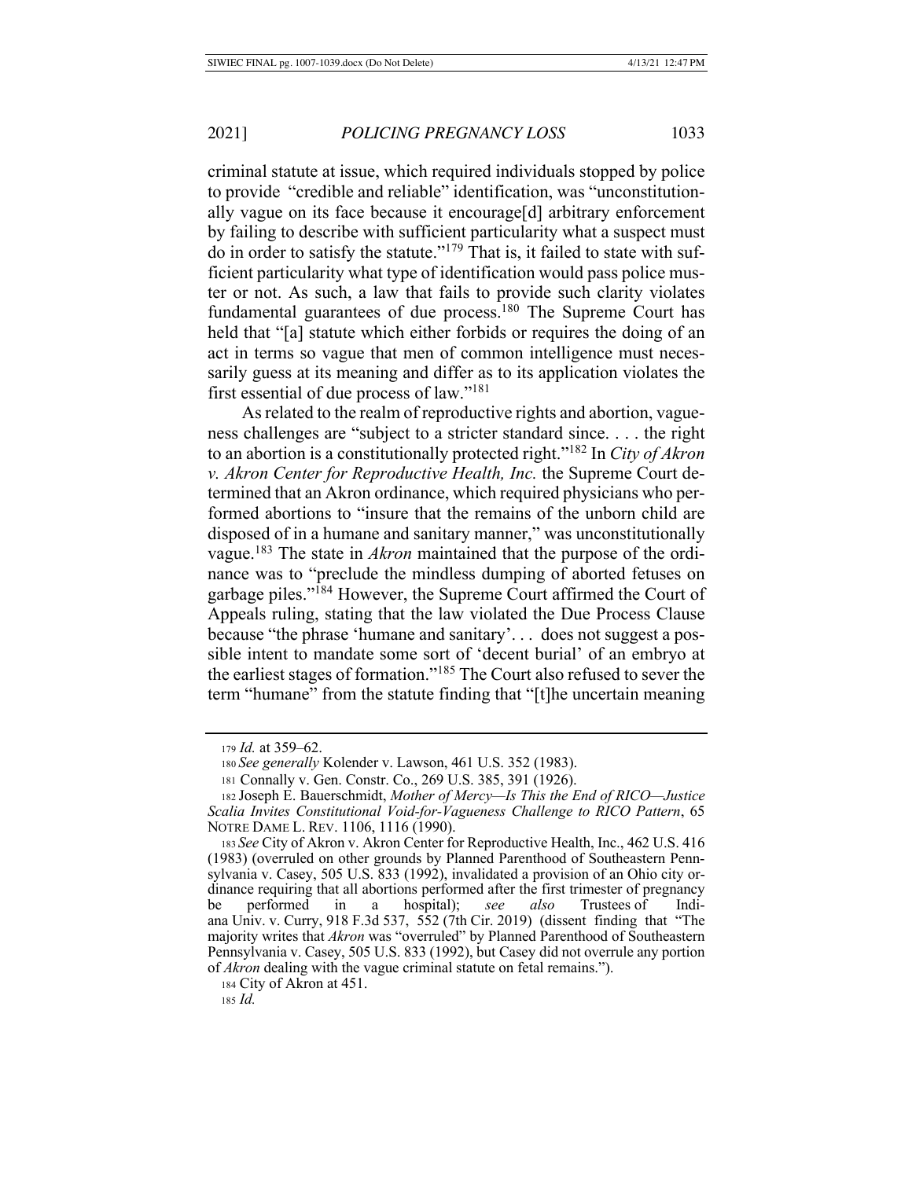criminal statute at issue, which required individuals stopped by police to provide "credible and reliable" identification, was "unconstitutionally vague on its face because it encourage[d] arbitrary enforcement by failing to describe with sufficient particularity what a suspect must do in order to satisfy the statute."[179] That is, it failed to state with sufficient particularity what type of identification would pass police muster or not. As such, a law that fails to provide such clarity violates fundamental guarantees of due process.[180] The Supreme Court has held that "[a] statute which either forbids or requires the doing of an act in terms so vague that men of common intelligence must necessarily guess at its meaning and differ as to its application violates the first essential of due process of law."[181]

As related to the realm of reproductive rights and abortion, vagueness challenges are "subject to a stricter standard since. . . . the right to an abortion is a constitutionally protected right."[182] In *City of Akron v. Akron Center for Reproductive Health, Inc.* the Supreme Court determined that an Akron ordinance, which required physicians who performed abortions to "insure that the remains of the unborn child are disposed of in a humane and sanitary manner," was unconstitutionally vague.[183] The state in *Akron* maintained that the purpose of the ordinance was to "preclude the mindless dumping of aborted fetuses on garbage piles."[184] However, the Supreme Court affirmed the Court of Appeals ruling, stating that the law violated the Due Process Clause because "the phrase 'humane and sanitary'. . . does not suggest a possible intent to mandate some sort of 'decent burial' of an embryo at the earliest stages of formation."[185] The Court also refused to sever the term "humane" from the statute finding that "[t]he uncertain meaning

---

179 *Id.* at 359–62.

180 *See generally* Kolender v. Lawson, 461 U.S. 352 (1983).

181 Connally v. Gen. Constr. Co., 269 U.S. 385, 391 (1926).

182 Joseph E. Bauerschmidt, *Mother of Mercy—Is This the End of RICO—Justice Scalia Invites Constitutional Void-for-Vagueness Challenge to RICO Pattern*, 65 NOTRE DAME L. REV. 1106, 1116 (1990).

183 *See* City of Akron v. Akron Center for Reproductive Health, Inc., 462 U.S. 416 (1983) (overruled on other grounds by Planned Parenthood of Southeastern Pennsylvania v. Casey, 505 U.S. 833 (1992), invalidated a provision of an Ohio city ordinance requiring that all abortions performed after the first trimester of pregnancy be performed in a hospital); *see also* Trustees of Indiana Univ. v. Curry, 918 F.3d 537, 552 (7th Cir. 2019) (dissent finding that "The majority writes that *Akron* was "overruled" by Planned Parenthood of Southeastern Pennsylvania v. Casey, 505 U.S. 833 (1992), but Casey did not overrule any portion of *Akron* dealing with the vague criminal statute on fetal remains.").

184 City of Akron at 451.

185 *Id.*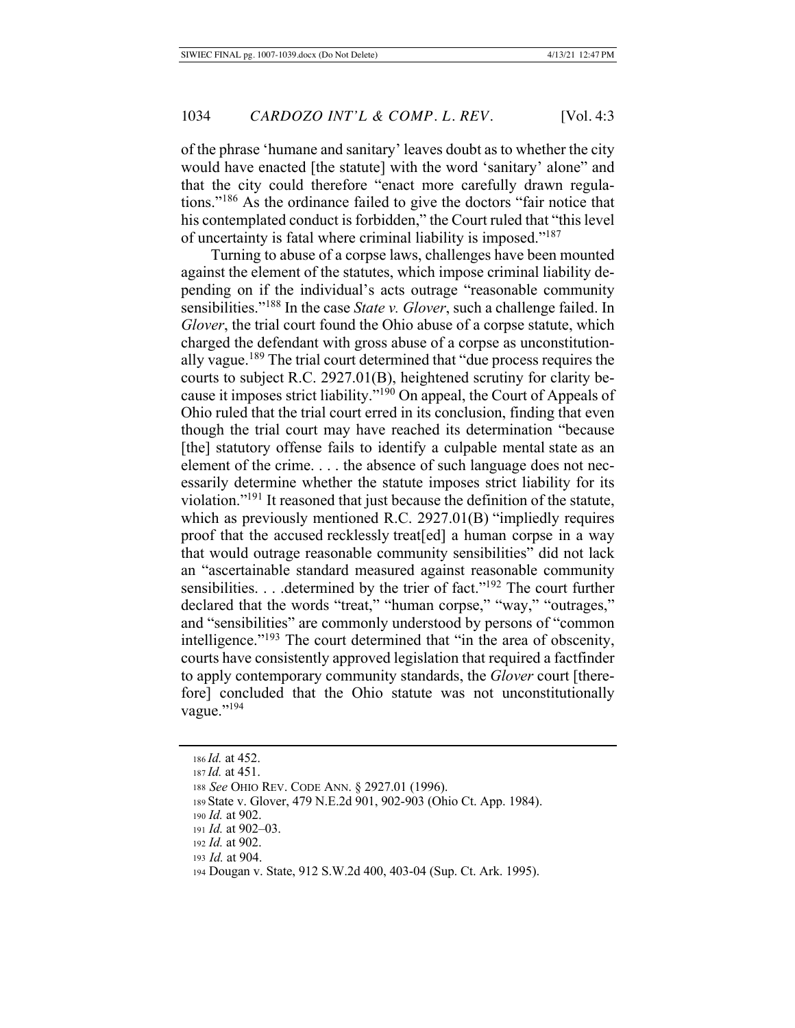of the phrase 'humane and sanitary' leaves doubt as to whether the city would have enacted [the statute] with the word 'sanitary' alone" and that the city could therefore "enact more carefully drawn regulations."[186] As the ordinance failed to give the doctors "fair notice that his contemplated conduct is forbidden," the Court ruled that "this level of uncertainty is fatal where criminal liability is imposed."[187]

Turning to abuse of a corpse laws, challenges have been mounted against the element of the statutes, which impose criminal liability depending on if the individual's acts outrage "reasonable community sensibilities."[188] In the case *State v. Glover*, such a challenge failed. In *Glover*, the trial court found the Ohio abuse of a corpse statute, which charged the defendant with gross abuse of a corpse as unconstitutionally vague.[189] The trial court determined that "due process requires the courts to subject R.C. 2927.01(B), heightened scrutiny for clarity because it imposes strict liability."[190] On appeal, the Court of Appeals of Ohio ruled that the trial court erred in its conclusion, finding that even though the trial court may have reached its determination "because [the] statutory offense fails to identify a culpable mental state as an element of the crime. . . . the absence of such language does not necessarily determine whether the statute imposes strict liability for its violation."[191] It reasoned that just because the definition of the statute, which as previously mentioned R.C. 2927.01(B) "impliedly requires proof that the accused recklessly treat[ed] a human corpse in a way that would outrage reasonable community sensibilities" did not lack an "ascertainable standard measured against reasonable community sensibilities. . . .determined by the trier of fact."[192] The court further declared that the words "treat," "human corpse," "way," "outrages," and "sensibilities" are commonly understood by persons of "common intelligence."[193] The court determined that "in the area of obscenity, courts have consistently approved legislation that required a factfinder to apply contemporary community standards, the *Glover* court [therefore] concluded that the Ohio statute was not unconstitutionally vague."[194]

---

186 *Id.* at 452.

187 *Id.* at 451.

188 *See* OHIO REV. CODE ANN. § 2927.01 (1996).

189 State v. Glover, 479 N.E.2d 901, 902-903 (Ohio Ct. App. 1984).

190 *Id.* at 902.

191 *Id.* at 902–03.

192 *Id.* at 902.

193 *Id.* at 904.

194 Dougan v. State, 912 S.W.2d 400, 403-04 (Sup. Ct. Ark. 1995).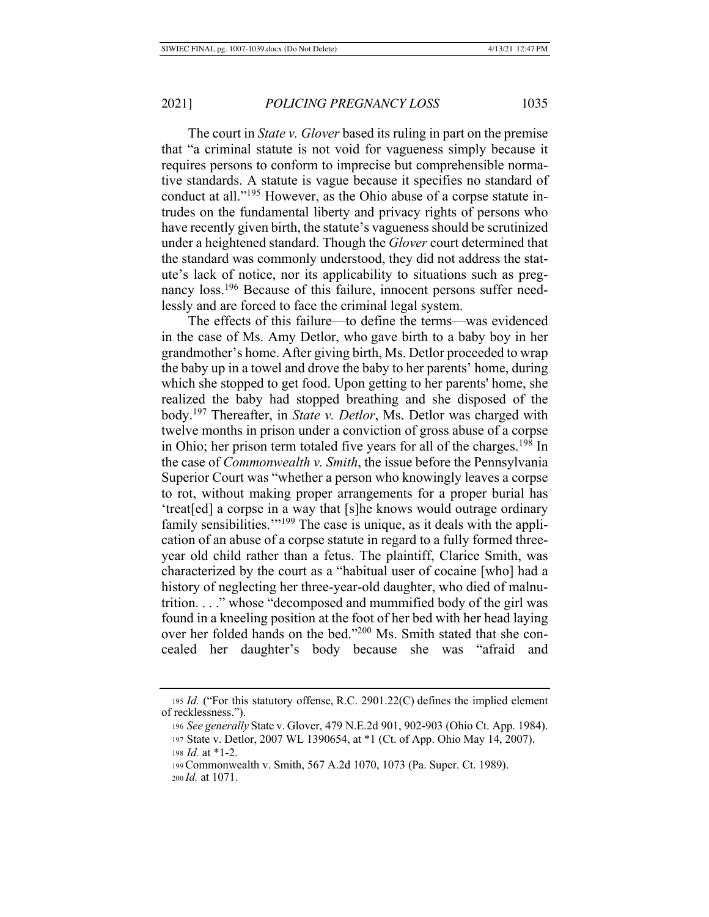The court in *State v. Glover* based its ruling in part on the premise that "a criminal statute is not void for vagueness simply because it requires persons to conform to imprecise but comprehensible normative standards. A statute is vague because it specifies no standard of conduct at all."[195] However, as the Ohio abuse of a corpse statute intrudes on the fundamental liberty and privacy rights of persons who have recently given birth, the statute's vagueness should be scrutinized under a heightened standard. Though the *Glover* court determined that the standard was commonly understood, they did not address the statute's lack of notice, nor its applicability to situations such as pregnancy loss.[196] Because of this failure, innocent persons suffer needlessly and are forced to face the criminal legal system.

The effects of this failure—to define the terms—was evidenced in the case of Ms. Amy Detlor, who gave birth to a baby boy in her grandmother's home. After giving birth, Ms. Detlor proceeded to wrap the baby up in a towel and drove the baby to her parents' home, during which she stopped to get food. Upon getting to her parents' home, she realized the baby had stopped breathing and she disposed of the body.[197] Thereafter, in *State v. Detlor*, Ms. Detlor was charged with twelve months in prison under a conviction of gross abuse of a corpse in Ohio; her prison term totaled five years for all of the charges.[198] In the case of *Commonwealth v. Smith*, the issue before the Pennsylvania Superior Court was "whether a person who knowingly leaves a corpse to rot, without making proper arrangements for a proper burial has 'treat[ed] a corpse in a way that [s]he knows would outrage ordinary family sensibilities.'"[199] The case is unique, as it deals with the application of an abuse of a corpse statute in regard to a fully formed three-year old child rather than a fetus. The plaintiff, Clarice Smith, was characterized by the court as a "habitual user of cocaine [who] had a history of neglecting her three-year-old daughter, who died of malnutrition. . . ." whose "decomposed and mummified body of the girl was found in a kneeling position at the foot of her bed with her head laying over her folded hands on the bed."[200] Ms. Smith stated that she concealed her daughter's body because she was "afraid and

---

195 *Id.* ("For this statutory offense, R.C. 2901.22(C) defines the implied element of recklessness.").

196 *See generally* State v. Glover, 479 N.E.2d 901, 902-903 (Ohio Ct. App. 1984).

197 State v. Detlor, 2007 WL 1390654, at *1 (Ct. of App. Ohio May 14, 2007).

198 *Id.* at *1-2.

199 Commonwealth v. Smith, 567 A.2d 1070, 1073 (Pa. Super. Ct. 1989).

200 *Id.* at 1071.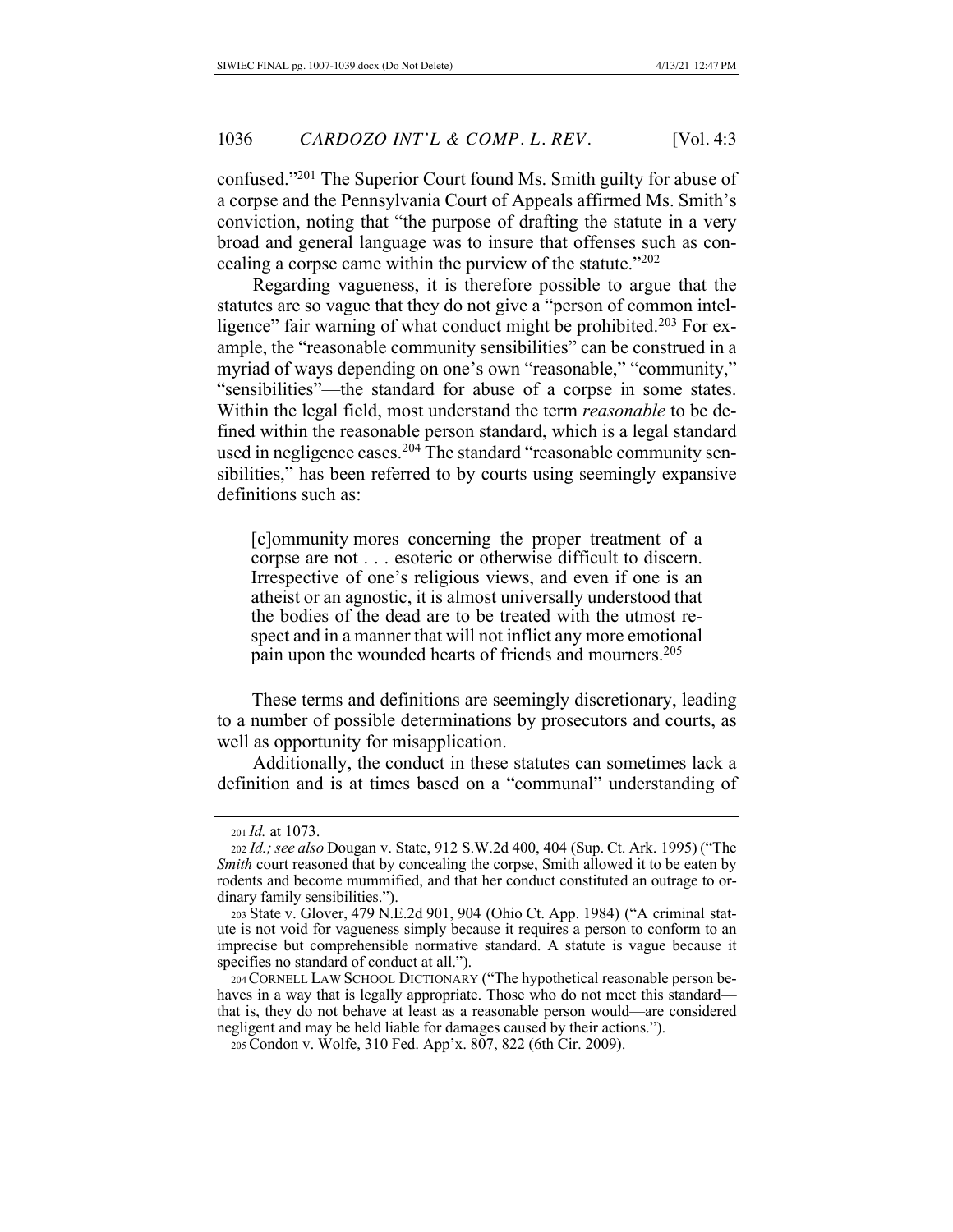confused."[201] The Superior Court found Ms. Smith guilty for abuse of a corpse and the Pennsylvania Court of Appeals affirmed Ms. Smith's conviction, noting that "the purpose of drafting the statute in a very broad and general language was to insure that offenses such as concealing a corpse came within the purview of the statute."[202]

Regarding vagueness, it is therefore possible to argue that the statutes are so vague that they do not give a "person of common intelligence" fair warning of what conduct might be prohibited.[203] For example, the "reasonable community sensibilities" can be construed in a myriad of ways depending on one's own "reasonable," "community," "sensibilities"—the standard for abuse of a corpse in some states. Within the legal field, most understand the term *reasonable* to be defined within the reasonable person standard, which is a legal standard used in negligence cases.[204] The standard "reasonable community sensibilities," has been referred to by courts using seemingly expansive definitions such as:

> [c]ommunity mores concerning the proper treatment of a corpse are not . . . esoteric or otherwise difficult to discern. Irrespective of one's religious views, and even if one is an atheist or an agnostic, it is almost universally understood that the bodies of the dead are to be treated with the utmost respect and in a manner that will not inflict any more emotional pain upon the wounded hearts of friends and mourners.[205]

These terms and definitions are seemingly discretionary, leading to a number of possible determinations by prosecutors and courts, as well as opportunity for misapplication.

Additionally, the conduct in these statutes can sometimes lack a definition and is at times based on a "communal" understanding of

---

[201] *Id.* at 1073.

[202] *Id.; see also* Dougan v. State, 912 S.W.2d 400, 404 (Sup. Ct. Ark. 1995) ("The *Smith* court reasoned that by concealing the corpse, Smith allowed it to be eaten by rodents and become mummified, and that her conduct constituted an outrage to ordinary family sensibilities.").

[203] State v. Glover, 479 N.E.2d 901, 904 (Ohio Ct. App. 1984) ("A criminal statute is not void for vagueness simply because it requires a person to conform to an imprecise but comprehensible normative standard. A statute is vague because it specifies no standard of conduct at all.").

[204] CORNELL LAW SCHOOL DICTIONARY ("The hypothetical reasonable person behaves in a way that is legally appropriate. Those who do not meet this standard—that is, they do not behave at least as a reasonable person would—are considered negligent and may be held liable for damages caused by their actions.").

[205] Condon v. Wolfe, 310 Fed. App'x. 807, 822 (6th Cir. 2009).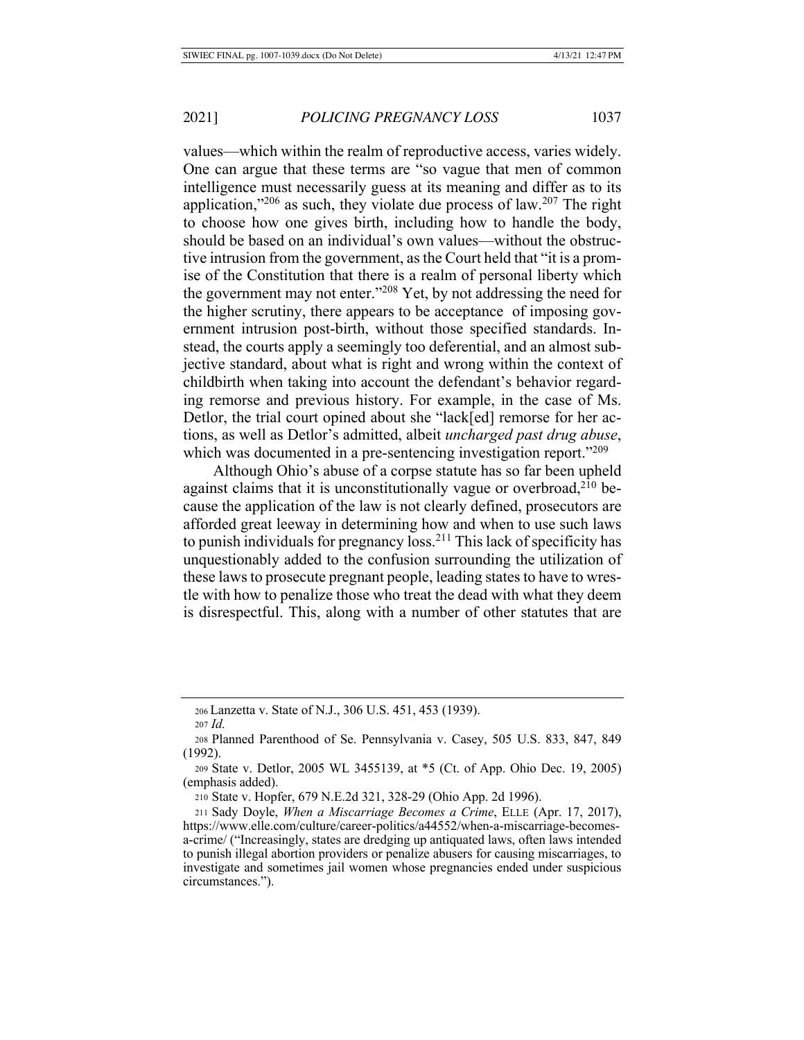values—which within the realm of reproductive access, varies widely. One can argue that these terms are "so vague that men of common intelligence must necessarily guess at its meaning and differ as to its application,"[206] as such, they violate due process of law.[207] The right to choose how one gives birth, including how to handle the body, should be based on an individual's own values—without the obstructive intrusion from the government, as the Court held that "it is a promise of the Constitution that there is a realm of personal liberty which the government may not enter."[208] Yet, by not addressing the need for the higher scrutiny, there appears to be acceptance of imposing government intrusion post-birth, without those specified standards. Instead, the courts apply a seemingly too deferential, and an almost subjective standard, about what is right and wrong within the context of childbirth when taking into account the defendant's behavior regarding remorse and previous history. For example, in the case of Ms. Detlor, the trial court opined about she "lack[ed] remorse for her actions, as well as Detlor's admitted, albeit *uncharged past drug abuse*, which was documented in a pre-sentencing investigation report."[209]

Although Ohio's abuse of a corpse statute has so far been upheld against claims that it is unconstitutionally vague or overbroad,[210] because the application of the law is not clearly defined, prosecutors are afforded great leeway in determining how and when to use such laws to punish individuals for pregnancy loss.[211] This lack of specificity has unquestionably added to the confusion surrounding the utilization of these laws to prosecute pregnant people, leading states to have to wrestle with how to penalize those who treat the dead with what they deem is disrespectful. This, along with a number of other statutes that are

---

206 Lanzetta v. State of N.J., 306 U.S. 451, 453 (1939).

207 *Id.*

208 Planned Parenthood of Se. Pennsylvania v. Casey, 505 U.S. 833, 847, 849 (1992).

209 State v. Detlor, 2005 WL 3455139, at *5 (Ct. of App. Ohio Dec. 19, 2005) (emphasis added).

210 State v. Hopfer, 679 N.E.2d 321, 328-29 (Ohio App. 2d 1996).

211 Sady Doyle, *When a Miscarriage Becomes a Crime*, ELLE (Apr. 17, 2017), https://www.elle.com/culture/career-politics/a44552/when-a-miscarriage-becomes-a-crime/ ("Increasingly, states are dredging up antiquated laws, often laws intended to punish illegal abortion providers or penalize abusers for causing miscarriages, to investigate and sometimes jail women whose pregnancies ended under suspicious circumstances.").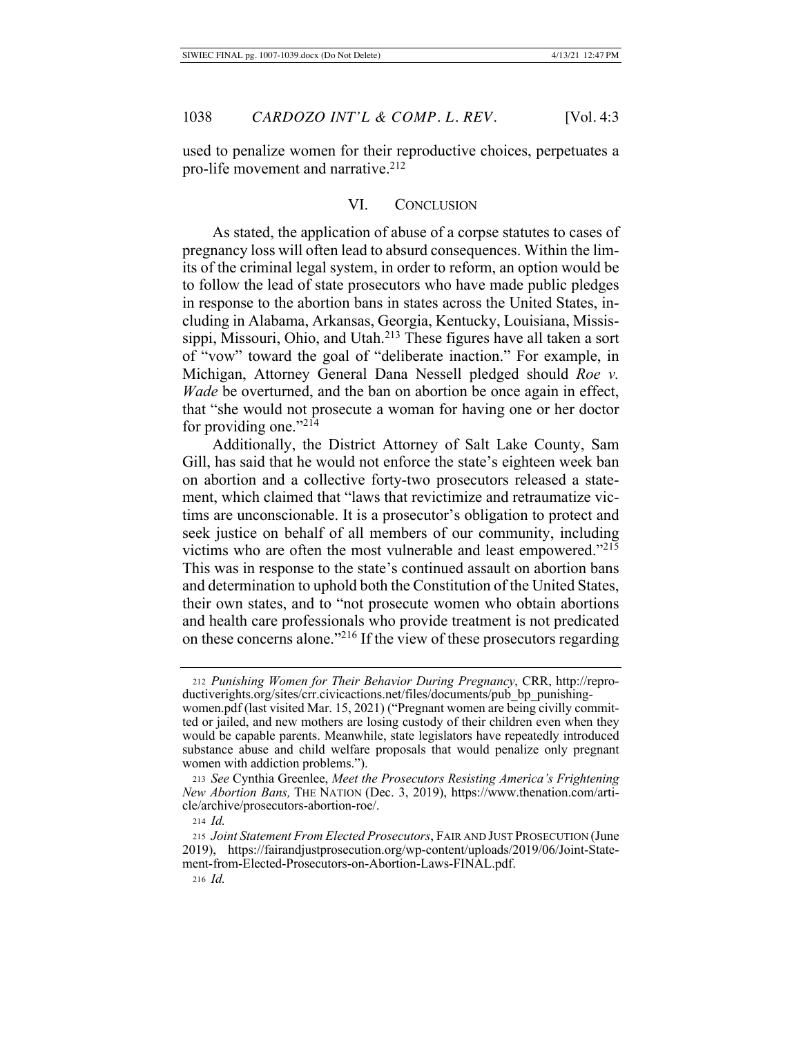used to penalize women for their reproductive choices, perpetuates a pro-life movement and narrative.[212]

## VI. CONCLUSION

As stated, the application of abuse of a corpse statutes to cases of pregnancy loss will often lead to absurd consequences. Within the limits of the criminal legal system, in order to reform, an option would be to follow the lead of state prosecutors who have made public pledges in response to the abortion bans in states across the United States, including in Alabama, Arkansas, Georgia, Kentucky, Louisiana, Mississippi, Missouri, Ohio, and Utah.[213] These figures have all taken a sort of "vow" toward the goal of "deliberate inaction." For example, in Michigan, Attorney General Dana Nessell pledged should *Roe v. Wade* be overturned, and the ban on abortion be once again in effect, that "she would not prosecute a woman for having one or her doctor for providing one."[214]

Additionally, the District Attorney of Salt Lake County, Sam Gill, has said that he would not enforce the state's eighteen week ban on abortion and a collective forty-two prosecutors released a statement, which claimed that "laws that revictimize and retraumatize victims are unconscionable. It is a prosecutor's obligation to protect and seek justice on behalf of all members of our community, including victims who are often the most vulnerable and least empowered."[215] This was in response to the state's continued assault on abortion bans and determination to uphold both the Constitution of the United States, their own states, and to "not prosecute women who obtain abortions and health care professionals who provide treatment is not predicated on these concerns alone."[216] If the view of these prosecutors regarding

---

212 *Punishing Women for Their Behavior During Pregnancy*, CRR, http://reproductiverights.org/sites/crr.civicactions.net/files/documents/pub_bp_punishing-women.pdf (last visited Mar. 15, 2021) ("Pregnant women are being civilly committed or jailed, and new mothers are losing custody of their children even when they would be capable parents. Meanwhile, state legislators have repeatedly introduced substance abuse and child welfare proposals that would penalize only pregnant women with addiction problems.").

213 *See* Cynthia Greenlee, *Meet the Prosecutors Resisting America's Frightening New Abortion Bans,* THE NATION (Dec. 3, 2019), https://www.thenation.com/article/archive/prosecutors-abortion-roe/.

214 *Id.*

215 *Joint Statement From Elected Prosecutors*, FAIR AND JUST PROSECUTION (June 2019), https://fairandjustprosecution.org/wp-content/uploads/2019/06/Joint-Statement-from-Elected-Prosecutors-on-Abortion-Laws-FINAL.pdf.

216 *Id.*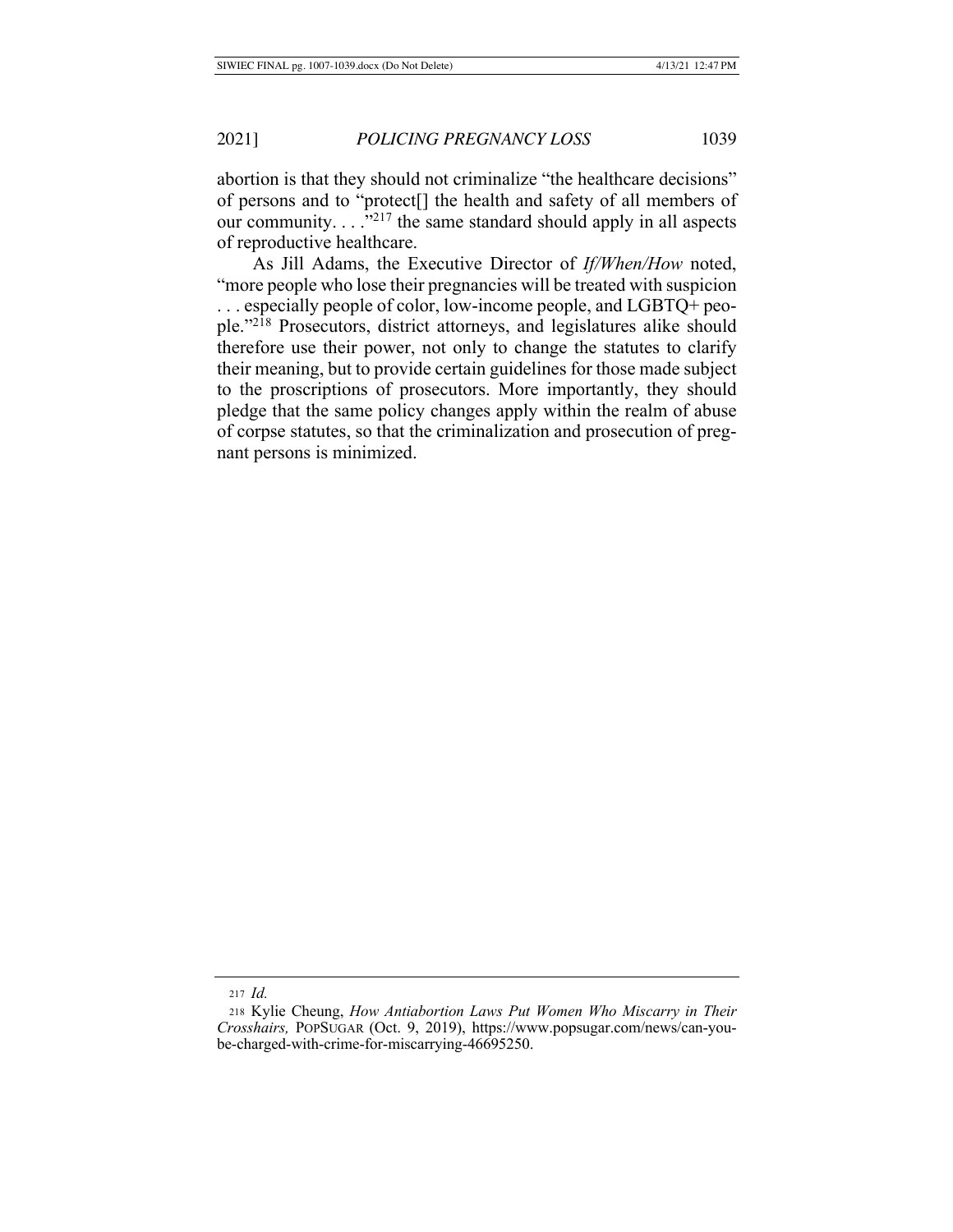abortion is that they should not criminalize "the healthcare decisions" of persons and to "protect[] the health and safety of all members of our community. . . ."[217] the same standard should apply in all aspects of reproductive healthcare.

As Jill Adams, the Executive Director of *If/When/How* noted, "more people who lose their pregnancies will be treated with suspicion . . . especially people of color, low-income people, and LGBTQ+ people."[218] Prosecutors, district attorneys, and legislatures alike should therefore use their power, not only to change the statutes to clarify their meaning, but to provide certain guidelines for those made subject to the proscriptions of prosecutors. More importantly, they should pledge that the same policy changes apply within the realm of abuse of corpse statutes, so that the criminalization and prosecution of pregnant persons is minimized.

---

[217] *Id.*

[218] Kylie Cheung, *How Antiabortion Laws Put Women Who Miscarry in Their Crosshairs,* POPSUGAR (Oct. 9, 2019), https://www.popsugar.com/news/can-you-be-charged-with-crime-for-miscarrying-46695250.